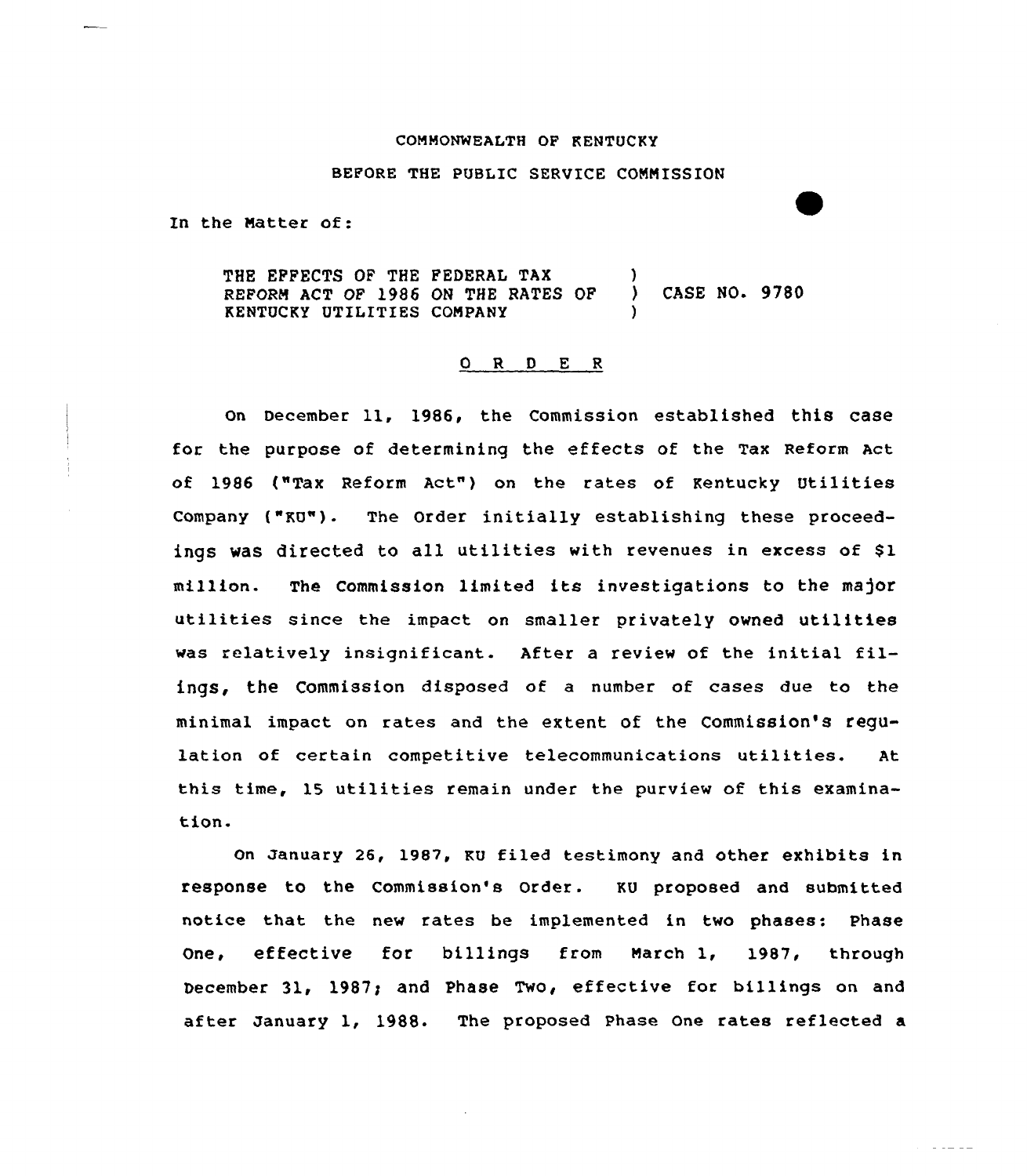COMMONWEALTH OF KENTUCKY

BEFORE THE PUBLIC SERVICE COMMISSION

In the Matter of:

| | | |
|---|---|---|
| THE EFFECTS OF THE FEDERAL TAX REFORM ACT OF 1986 ON THE RATES OF KENTUCKY UTILITIES COMPANY | ) ) ) | CASE NO. 9780 |

O R D E R

On December 11, 1986, the Commission established this case for the purpose of determining the effects of the Tax Reform Act of 1986 ("Tax Reform Act") on the rates of Kentucky Utilities Company ("KU"). The Order initially establishing these proceedings was directed to all utilities with revenues in excess of $1 million. The Commission limited its investigations to the major utilities since the impact on smaller privately owned utilities was relatively insignificant. After a review of the initial filings, the Commission disposed of a number of cases due to the minimal impact on rates and the extent of the Commission's regulation of certain competitive telecommunications utilities. At this time, 15 utilities remain under the purview of this examination.

On January 26, 1987, KU filed testimony and other exhibits in response to the Commission's Order. KU proposed and submitted notice that the new rates be implemented in two phases: Phase One, effective for billings from March 1, 1987, through December 31, 1987; and Phase Two, effective for billings on and after January 1, 1988. The proposed Phase One rates reflected a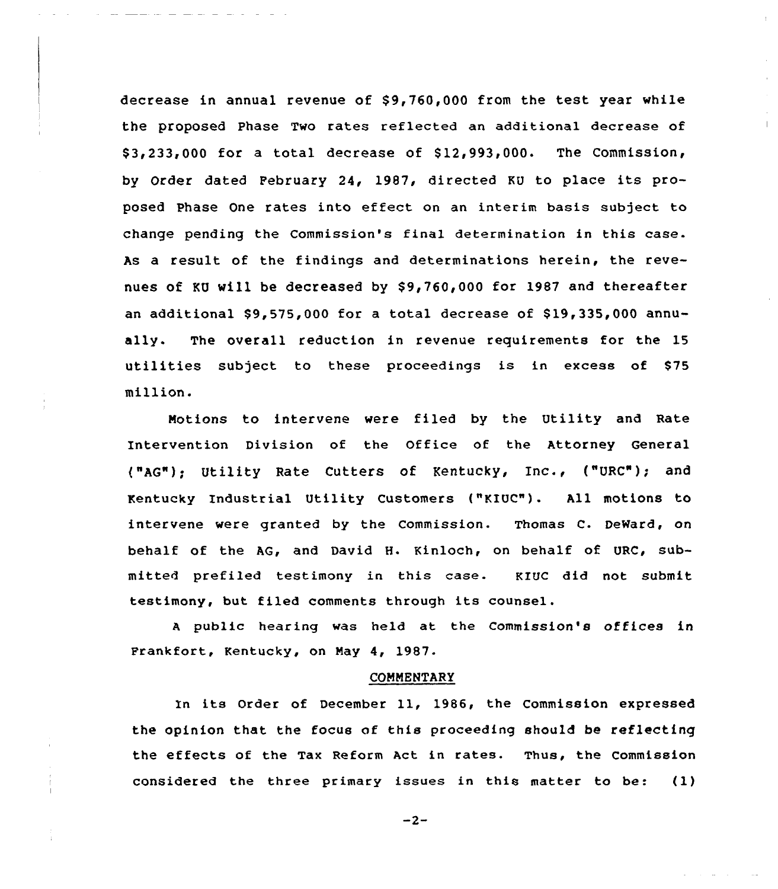decrease in annual revenue of $9,760,000 from the test year while the proposed Phase Two rates reflected an additional decrease of $3,233,000 for a total decrease of $12,993,000. The Commission, by Order dated February 24, 1987, directed KU to place its proposed Phase One rates into effect on an interim basis subject to change pending the Commission's final determination in this case. As a result of the findings and determinations herein, the revenues of KU will be decreased by $9,760,000 for 1987 and thereafter an additional $9,575,000 for a total decrease of $19,335,000 annually. The overall reduction in revenue requirements for the 15 utilities subject to these proceedings is in excess of $75 million.

Motions to intervene were filed by the Utility and Rate Intervention Division of the Office of the Attorney General ("AG"); Utility Rate Cutters of Kentucky, Inc., ("URC"); and Kentucky Industrial Utility Customers ("KIUC"). All motions to intervene were granted by the Commission. Thomas C. DeWard, on behalf of the AG, and David H. Kinloch, on behalf of URC, submitted prefiled testimony in this case. KIUC did not submit testimony, but filed comments through its counsel.

A public hearing was held at the Commission's offices in Frankfort, Kentucky, on May 4, 1987.

## COMMENTARY

In its Order of December 11, 1986, the Commission expressed the opinion that the focus of this proceeding should be reflecting the effects of the Tax Reform Act in rates. Thus, the Commission considered the three primary issues in this matter to be: (1)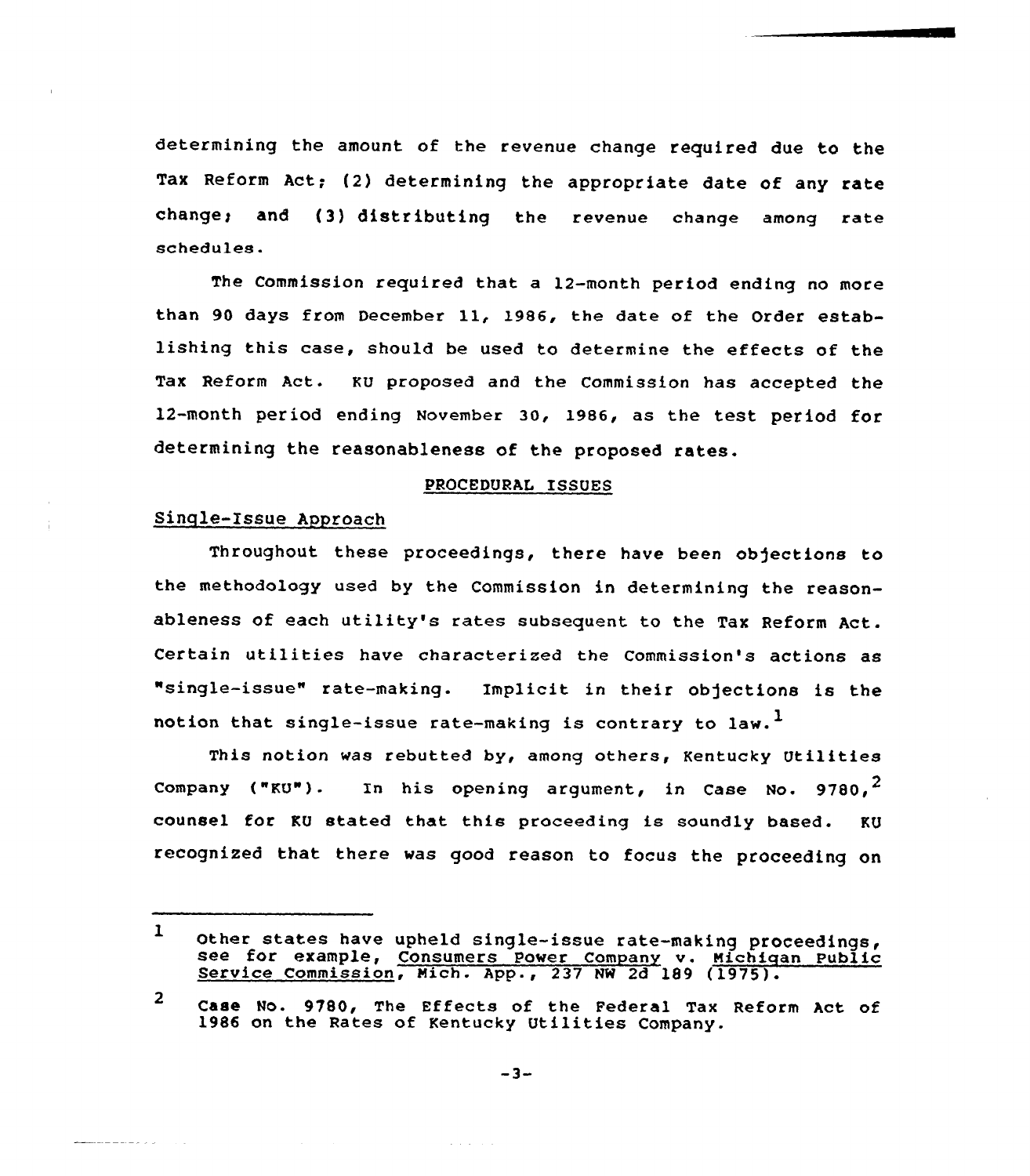determining the amount of the revenue change required due to the Tax Reform Act; (2) determining the appropriate date of any rate change; and (3) distributing the revenue change among rate schedules.

The Commission required that a 12-month period ending no more than 90 days from December 11, 1986, the date of the Order establishing this case, should be used to determine the effects of the Tax Reform Act. KU proposed and the Commission has accepted the 12-month period ending November 30, 1986, as the test period for determining the reasonableness of the proposed rates.

## PROCEDURAL ISSUES

### Single-Issue Approach

Throughout these proceedings, there have been objections to the methodology used by the Commission in determining the reasonableness of each utility's rates subsequent to the Tax Reform Act. Certain utilities have characterized the Commission's actions as "single-issue" rate-making. Implicit in their objections is the notion that single-issue rate-making is contrary to law.[1]

This notion was rebutted by, among others, Kentucky Utilities Company ("KU"). In his opening argument, in Case No. 9780,[2] counsel for KU stated that this proceeding is soundly based. KU recognized that there was good reason to focus the proceeding on

---

1 Other states have upheld single-issue rate-making proceedings, see for example, Consumers Power Company v. Michigan Public Service Commission, Mich. App., 237 NW 2d 189 (1975).

2 Case No. 9780, The Effects of the Federal Tax Reform Act of 1986 on the Rates of Kentucky Utilities Company.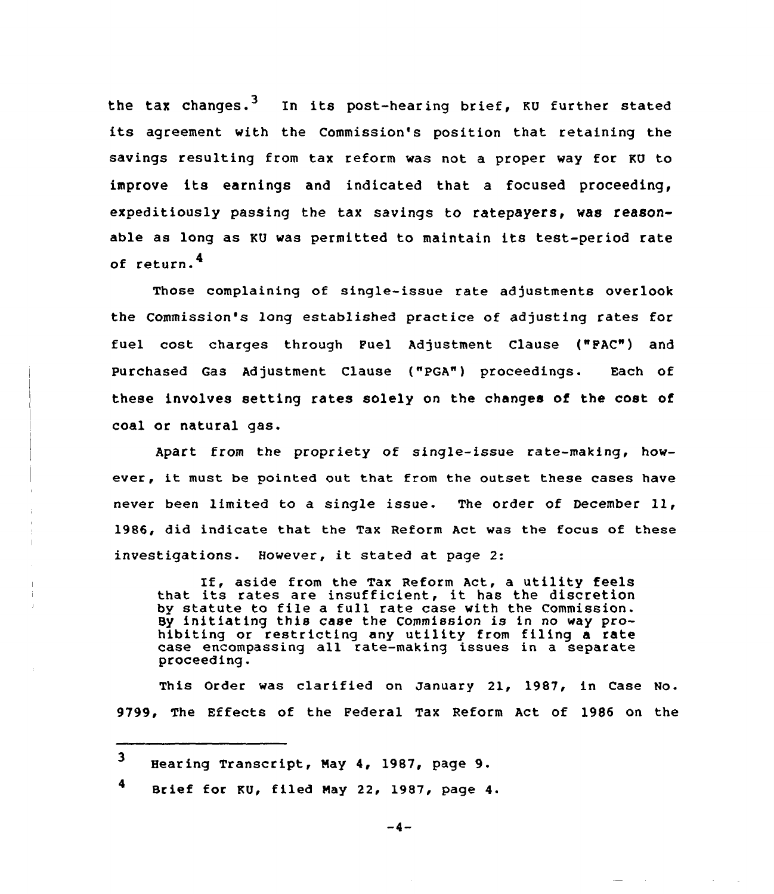the tax changes.[3] In its post-hearing brief, KU further stated its agreement with the Commission's position that retaining the savings resulting from tax reform was not a proper way for KU to improve its earnings and indicated that a focused proceeding, expeditiously passing the tax savings to ratepayers, was reasonable as long as KU was permitted to maintain its test-period rate of return.[4]

Those complaining of single-issue rate adjustments overlook the Commission's long established practice of adjusting rates for fuel cost charges through Fuel Adjustment Clause ("FAC") and Purchased Gas Adjustment Clause ("PGA") proceedings. Each of these involves setting rates solely on the changes of the cost of coal or natural gas.

Apart from the propriety of single-issue rate-making, however, it must be pointed out that from the outset these cases have never been limited to a single issue. The order of December 11, 1986, did indicate that the Tax Reform Act was the focus of these investigations. However, it stated at page 2:

> If, aside from the Tax Reform Act, a utility feels that its rates are insufficient, it has the discretion by statute to file a full rate case with the Commission. By initiating this case the Commission is in no way prohibiting or restricting any utility from filing a rate case encompassing all rate-making issues in a separate proceeding.

This Order was clarified on January 21, 1987, in Case No. 9799, The Effects of the Federal Tax Reform Act of 1986 on the

---

[3] Hearing Transcript, May 4, 1987, page 9.

[4] Brief for KU, filed May 22, 1987, page 4.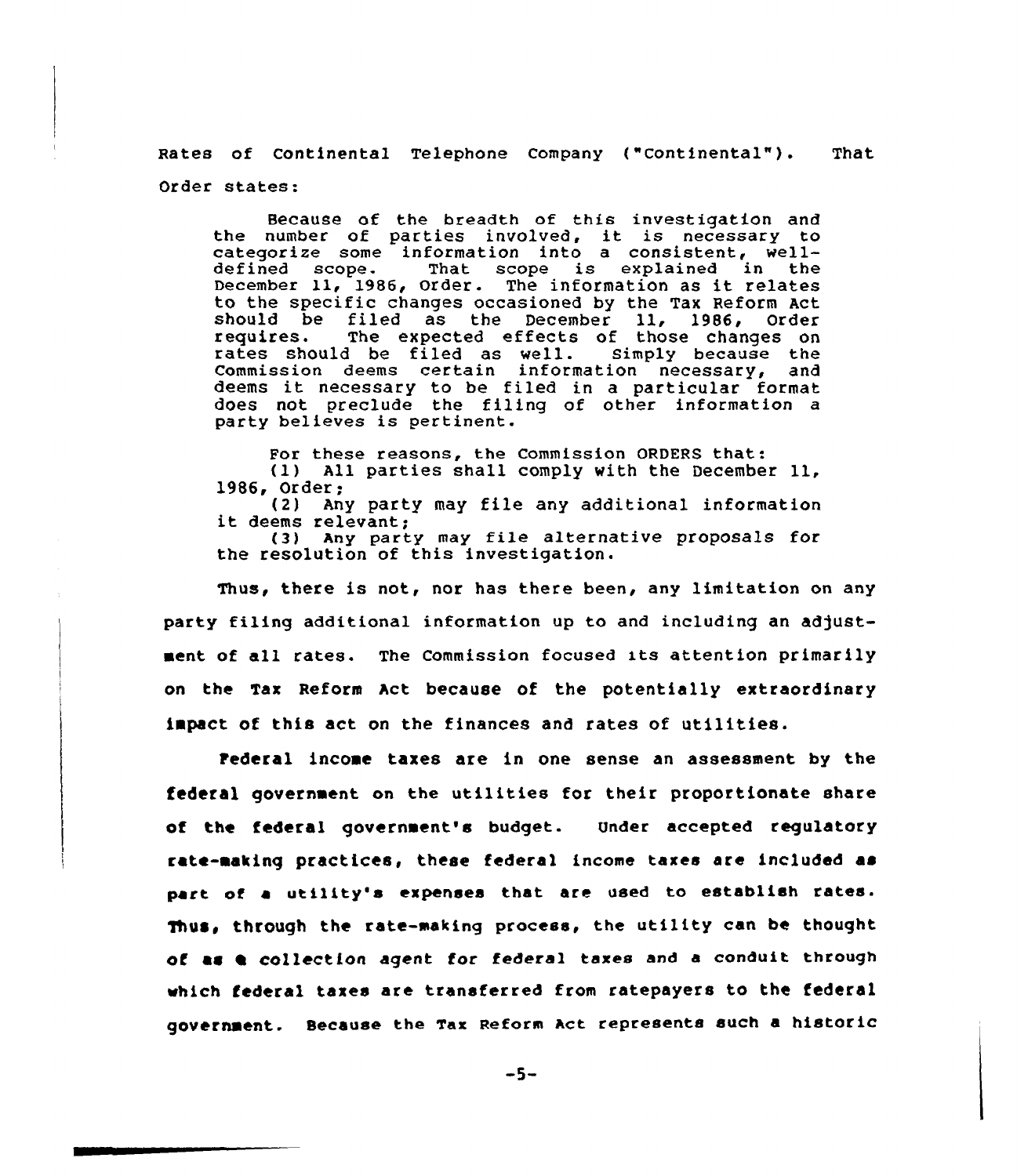Rates of Continental Telephone Company ("Continental"). That Order states:

> Because of the breadth of this investigation and the number of parties involved, it is necessary to categorize some information into a consistent, well-defined scope. That scope is explained in the December 11, 1986, Order. The information as it relates to the specific changes occasioned by the Tax Reform Act should be filed as the December 11, 1986, Order requires. The expected effects of those changes on rates should be filed as well. Simply because the Commission deems certain information necessary, and deems it necessary to be filed in a particular format does not preclude the filing of other information a party believes is pertinent.
>
> For these reasons, the Commission ORDERS that:
>
> (1) All parties shall comply with the December 11, 1986, Order;
>
> (2) Any party may file any additional information it deems relevant;
>
> (3) Any party may file alternative proposals for the resolution of this investigation.

Thus, there is not, nor has there been, any limitation on any party filing additional information up to and including an adjustment of all rates. The Commission focused its attention primarily on the Tax Reform Act because of the potentially extraordinary impact of this act on the finances and rates of utilities.

Federal income taxes are in one sense an assessment by the federal government on the utilities for their proportionate share of the federal government's budget. Under accepted regulatory rate-making practices, these federal income taxes are included as part of a utility's expenses that are used to establish rates. Thus, through the rate-making process, the utility can be thought of as a collection agent for federal taxes and a conduit through which federal taxes are transferred from ratepayers to the federal government. Because the Tax Reform Act represents such a historic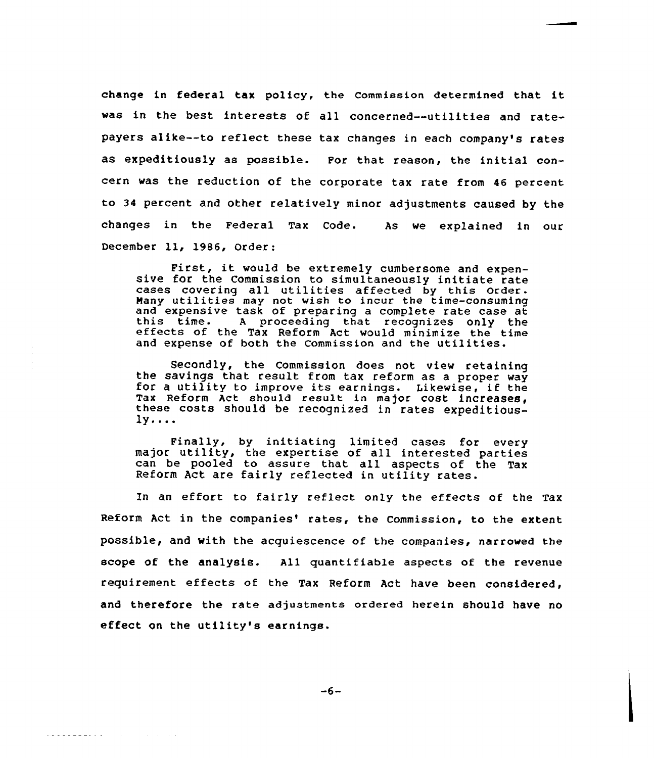change in federal tax policy, the Commission determined that it was in the best interests of all concerned--utilities and ratepayers alike--to reflect these tax changes in each company's rates as expeditiously as possible. For that reason, the initial concern was the reduction of the corporate tax rate from 46 percent to 34 percent and other relatively minor adjustments caused by the changes in the Federal Tax Code. As we explained in our December 11, 1986, Order:

> First, it would be extremely cumbersome and expensive for the Commission to simultaneously initiate rate cases covering all utilities affected by this Order. Many utilities may not wish to incur the time-consuming and expensive task of preparing a complete rate case at this time. A proceeding that recognizes only the effects of the Tax Reform Act would minimize the time and expense of both the Commission and the utilities.
>
> Secondly, the Commission does not view retaining the savings that result from tax reform as a proper way for a utility to improve its earnings. Likewise, if the Tax Reform Act should result in major cost increases, these costs should be recognized in rates expeditiously....
>
> Finally, by initiating limited cases for every major utility, the expertise of all interested parties can be pooled to assure that all aspects of the Tax Reform Act are fairly reflected in utility rates.

In an effort to fairly reflect only the effects of the Tax Reform Act in the companies' rates, the Commission, to the extent possible, and with the acquiescence of the companies, narrowed the scope of the analysis. All quantifiable aspects of the revenue requirement effects of the Tax Reform Act have been considered, and therefore the rate adjustments ordered herein should have no effect on the utility's earnings.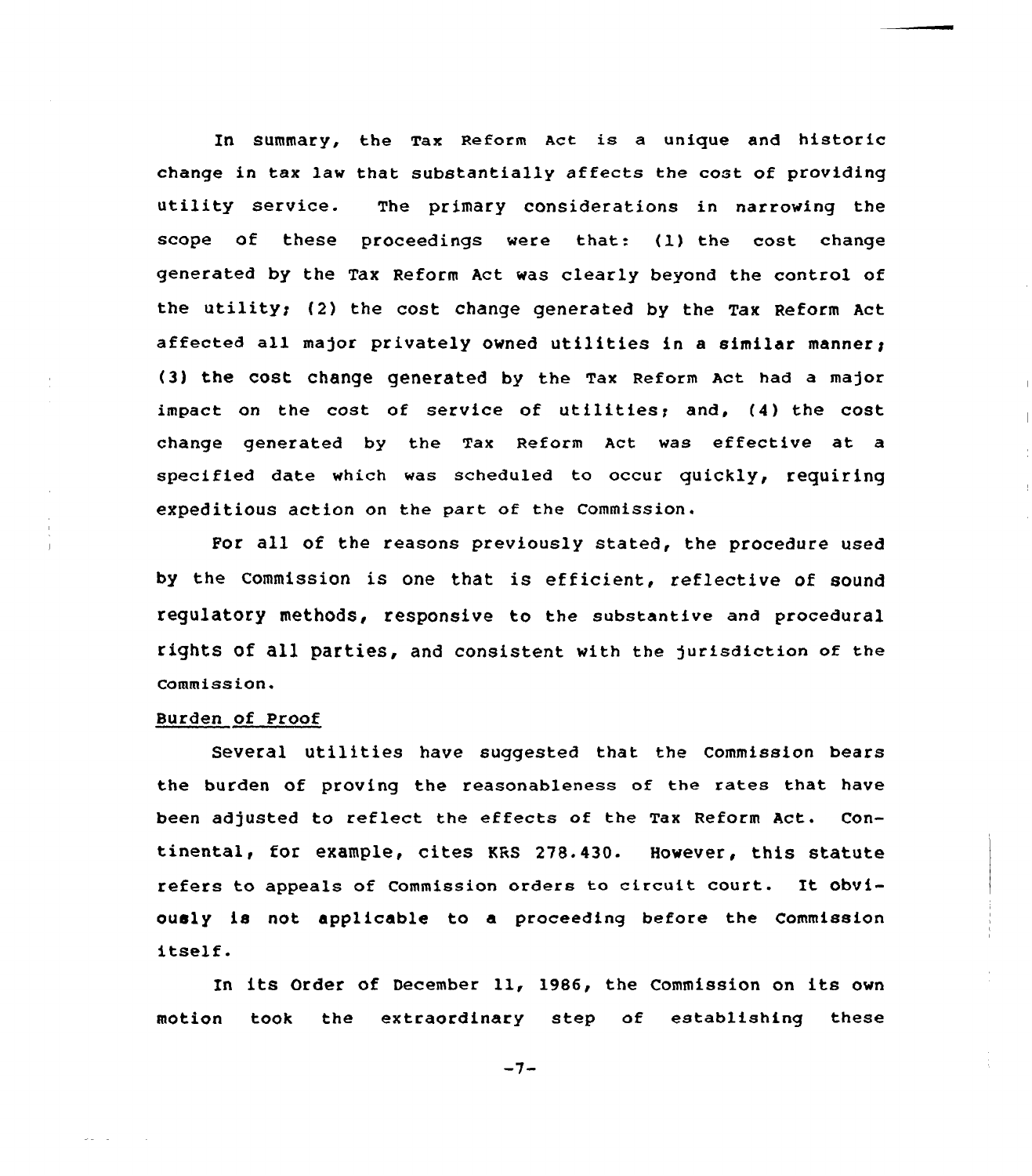In summary, the Tax Reform Act is a unique and historic change in tax law that substantially affects the cost of providing utility service. The primary considerations in narrowing the scope of these proceedings were that: (1) the cost change generated by the Tax Reform Act was clearly beyond the control of the utility; (2) the cost change generated by the Tax Reform Act affected all major privately owned utilities in a similar manner; (3) the cost change generated by the Tax Reform Act had a major impact on the cost of service of utilities; and, (4) the cost change generated by the Tax Reform Act was effective at a specified date which was scheduled to occur quickly, requiring expeditious action on the part of the Commission.

For all of the reasons previously stated, the procedure used by the Commission is one that is efficient, reflective of sound regulatory methods, responsive to the substantive and procedural rights of all parties, and consistent with the jurisdiction of the Commission.

Burden of Proof

Several utilities have suggested that the Commission bears the burden of proving the reasonableness of the rates that have been adjusted to reflect the effects of the Tax Reform Act. Continental, for example, cites KRS 278.430. However, this statute refers to appeals of Commission orders to circuit court. It obviously is not applicable to a proceeding before the Commission itself.

In its Order of December 11, 1986, the Commission on its own motion took the extraordinary step of establishing these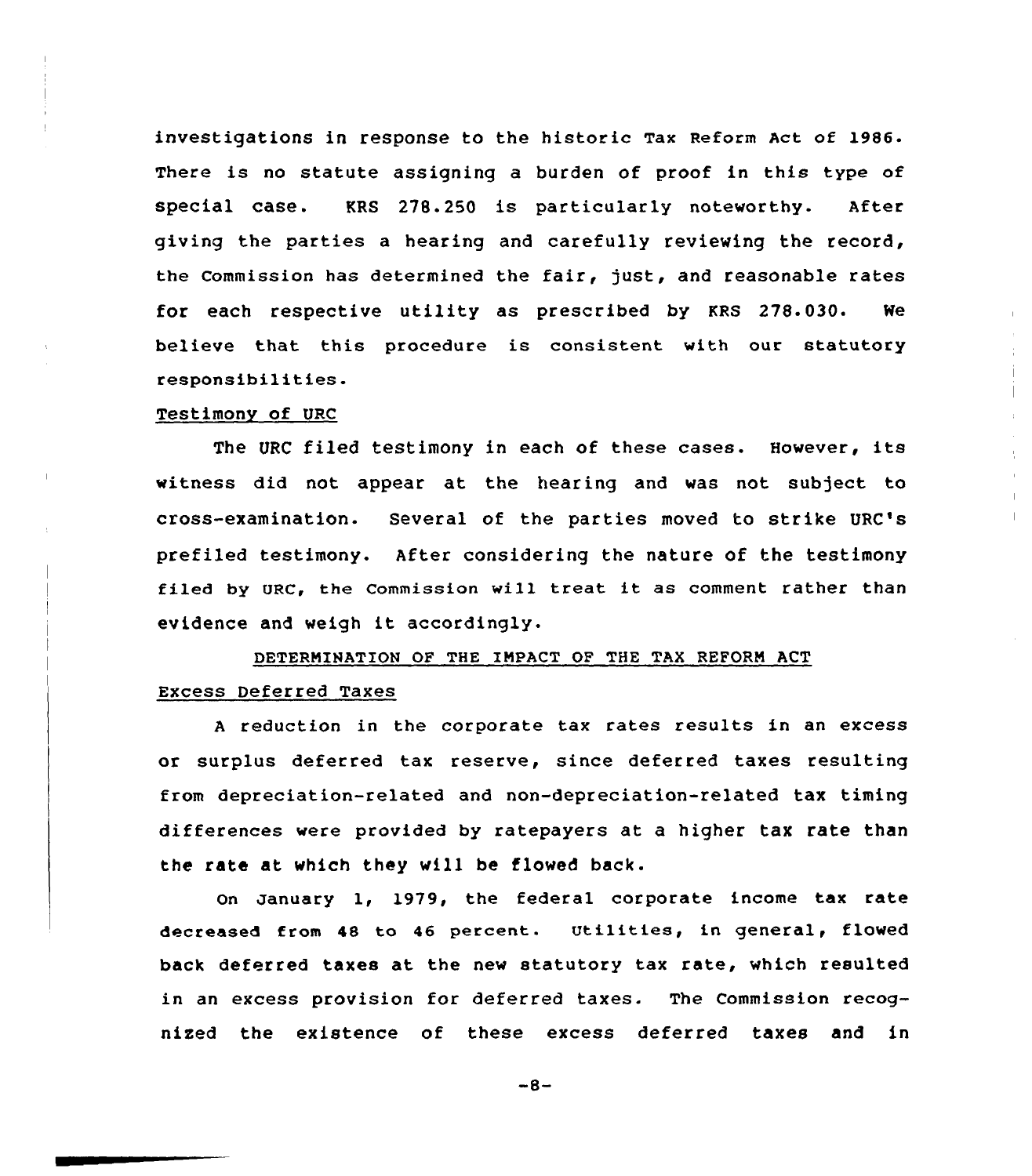investigations in response to the historic Tax Reform Act of 1986. There is no statute assigning a burden of proof in this type of special case. KRS 278.250 is particularly noteworthy. After giving the parties a hearing and carefully reviewing the record, the Commission has determined the fair, just, and reasonable rates for each respective utility as prescribed by KRS 278.030. We believe that this procedure is consistent with our statutory responsibilities.

Testimony of URC

The URC filed testimony in each of these cases. However, its witness did not appear at the hearing and was not subject to cross-examination. Several of the parties moved to strike URC's prefiled testimony. After considering the nature of the testimony filed by URC, the Commission will treat it as comment rather than evidence and weigh it accordingly.

## DETERMINATION OF THE IMPACT OF THE TAX REFORM ACT

Excess Deferred Taxes

A reduction in the corporate tax rates results in an excess or surplus deferred tax reserve, since deferred taxes resulting from depreciation-related and non-depreciation-related tax timing differences were provided by ratepayers at a higher tax rate than the rate at which they will be flowed back.

On January 1, 1979, the federal corporate income tax rate decreased from 48 to 46 percent. Utilities, in general, flowed back deferred taxes at the new statutory tax rate, which resulted in an excess provision for deferred taxes. The Commission recognized the existence of these excess deferred taxes and in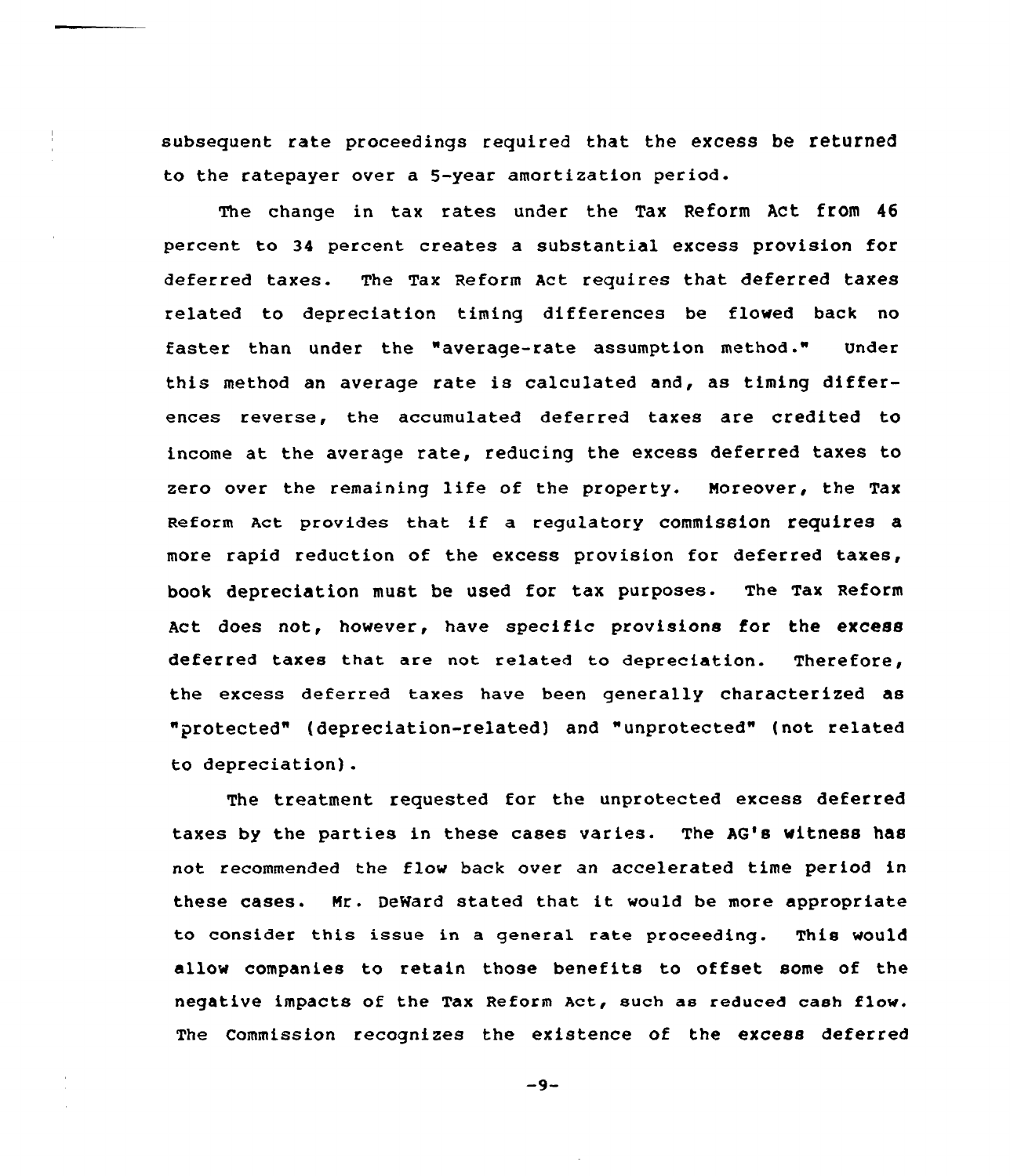subsequent rate proceedings required that the excess be returned to the ratepayer over a 5-year amortization period.

The change in tax rates under the Tax Reform Act from 46 percent to 34 percent creates a substantial excess provision for deferred taxes. The Tax Reform Act requires that deferred taxes related to depreciation timing differences be flowed back no faster than under the "average-rate assumption method." Under this method an average rate is calculated and, as timing differences reverse, the accumulated deferred taxes are credited to income at the average rate, reducing the excess deferred taxes to zero over the remaining life of the property. Moreover, the Tax Reform Act provides that if a regulatory commission requires a more rapid reduction of the excess provision for deferred taxes, book depreciation must be used for tax purposes. The Tax Reform Act does not, however, have specific provisions for the excess deferred taxes that are not related to depreciation. Therefore, the excess deferred taxes have been generally characterized as "protected" (depreciation-related) and "unprotected" (not related to depreciation).

The treatment requested for the unprotected excess deferred taxes by the parties in these cases varies. The AG's witness has not recommended the flow back over an accelerated time period in these cases. Mr. DeWard stated that it would be more appropriate to consider this issue in a general rate proceeding. This would allow companies to retain those benefits to offset some of the negative impacts of the Tax Reform Act, such as reduced cash flow. The Commission recognizes the existence of the excess deferred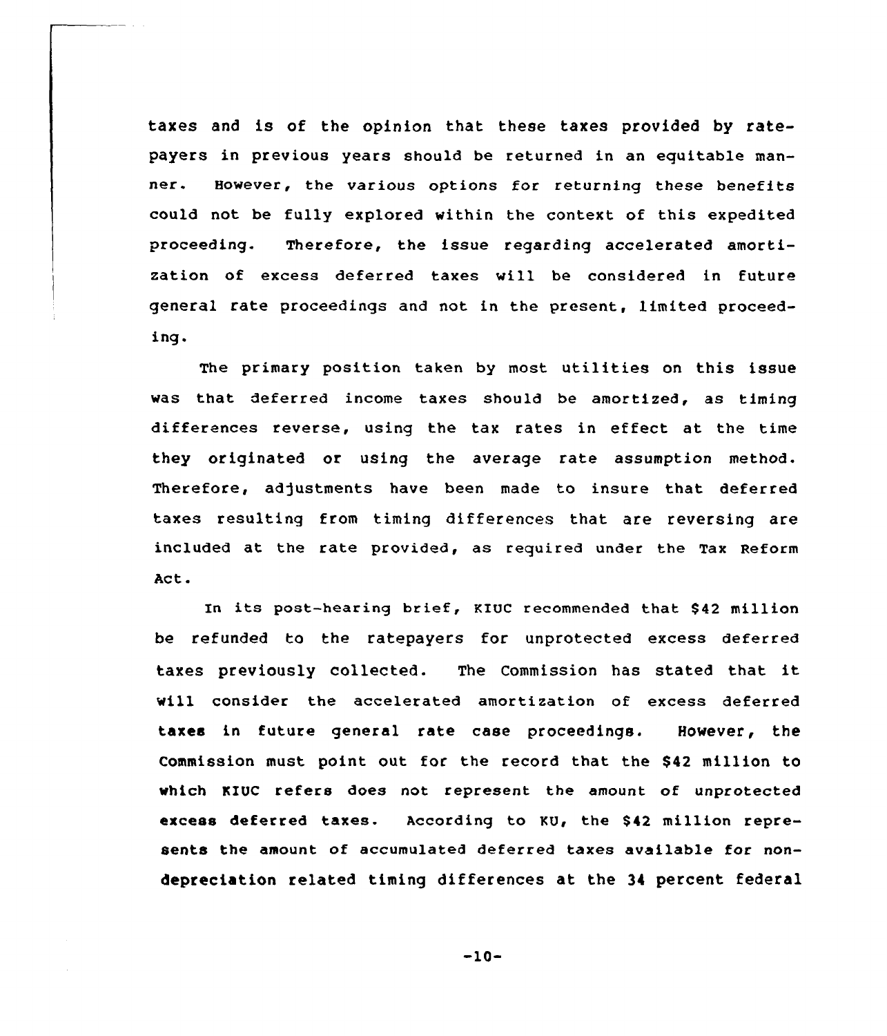taxes and is of the opinion that these taxes provided by ratepayers in previous years should be returned in an equitable manner. However, the various options for returning these benefits could not be fully explored within the context of this expedited proceeding. Therefore, the issue regarding accelerated amortization of excess deferred taxes will be considered in future general rate proceedings and not in the present, limited proceeding.

The primary position taken by most utilities on this issue was that deferred income taxes should be amortized, as timing differences reverse, using the tax rates in effect at the time they originated or using the average rate assumption method. Therefore, adjustments have been made to insure that deferred taxes resulting from timing differences that are reversing are included at the rate provided, as required under the Tax Reform Act.

In its post-hearing brief, KIUC recommended that $42 million be refunded to the ratepayers for unprotected excess deferred taxes previously collected. The Commission has stated that it will consider the accelerated amortization of excess deferred taxes in future general rate case proceedings. However, the Commission must point out for the record that the $42 million to which KIUC refers does not represent the amount of unprotected excess deferred taxes. According to KU, the $42 million represents the amount of accumulated deferred taxes available for non-depreciation related timing differences at the 34 percent federal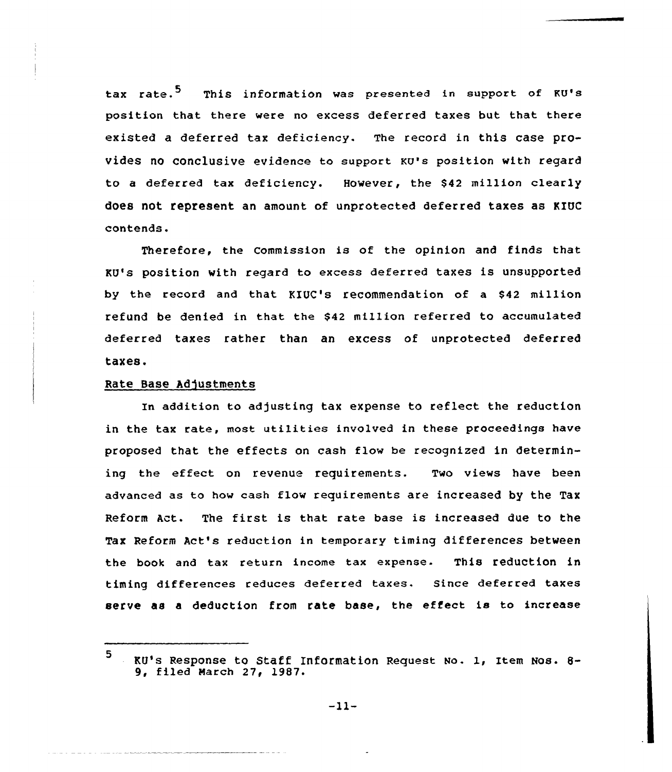tax rate.[5] This information was presented in support of KU's position that there were no excess deferred taxes but that there existed a deferred tax deficiency. The record in this case provides no conclusive evidence to support KU's position with regard to a deferred tax deficiency. However, the $42 million clearly does not represent an amount of unprotected deferred taxes as KIUC contends.

Therefore, the Commission is of the opinion and finds that KU's position with regard to excess deferred taxes is unsupported by the record and that KIUC's recommendation of a $42 million refund be denied in that the $42 million referred to accumulated deferred taxes rather than an excess of unprotected deferred taxes.

Rate Base Adjustments

In addition to adjusting tax expense to reflect the reduction in the tax rate, most utilities involved in these proceedings have proposed that the effects on cash flow be recognized in determining the effect on revenue requirements. Two views have been advanced as to how cash flow requirements are increased by the Tax Reform Act. The first is that rate base is increased due to the Tax Reform Act's reduction in temporary timing differences between the book and tax return income tax expense. This reduction in timing differences reduces deferred taxes. Since deferred taxes serve as a deduction from rate base, the effect is to increase

---

[5] KU's Response to Staff Information Request No. 1, Item Nos. 8-9, filed March 27, 1987.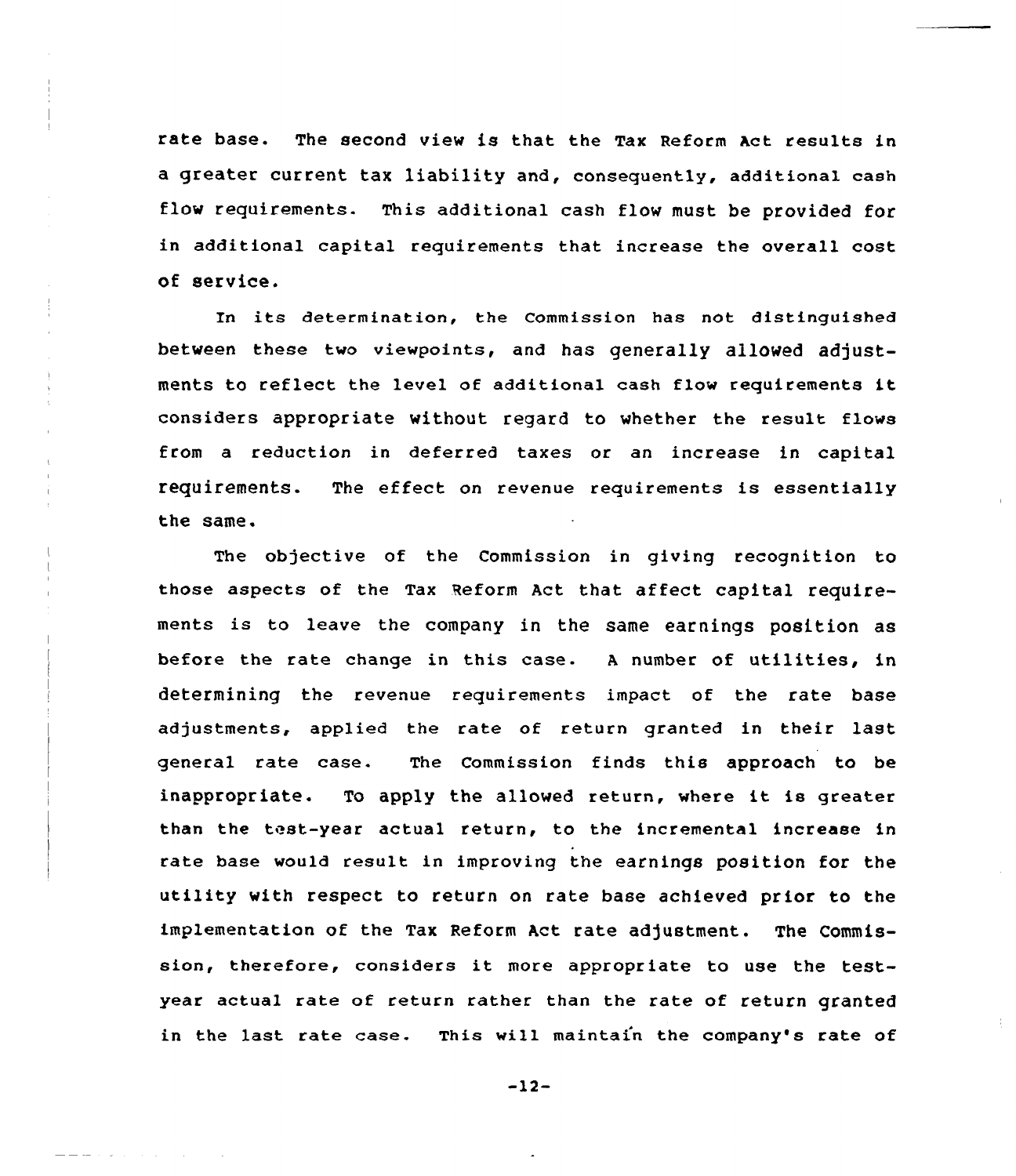rate base. The second view is that the Tax Reform Act results in a greater current tax liability and, consequently, additional cash flow requirements. This additional cash flow must be provided for in additional capital requirements that increase the overall cost of service.

In its determination, the Commission has not distinguished between these two viewpoints, and has generally allowed adjustments to reflect the level of additional cash flow requirements it considers appropriate without regard to whether the result flows from a reduction in deferred taxes or an increase in capital requirements. The effect on revenue requirements is essentially the same.

The objective of the Commission in giving recognition to those aspects of the Tax Reform Act that affect capital requirements is to leave the company in the same earnings position as before the rate change in this case. A number of utilities, in determining the revenue requirements impact of the rate base adjustments, applied the rate of return granted in their last general rate case. The Commission finds this approach to be inappropriate. To apply the allowed return, where it is greater than the test-year actual return, to the incremental increase in rate base would result in improving the earnings position for the utility with respect to return on rate base achieved prior to the implementation of the Tax Reform Act rate adjustment. The Commission, therefore, considers it more appropriate to use the test-year actual rate of return rather than the rate of return granted in the last rate case. This will maintain the company's rate of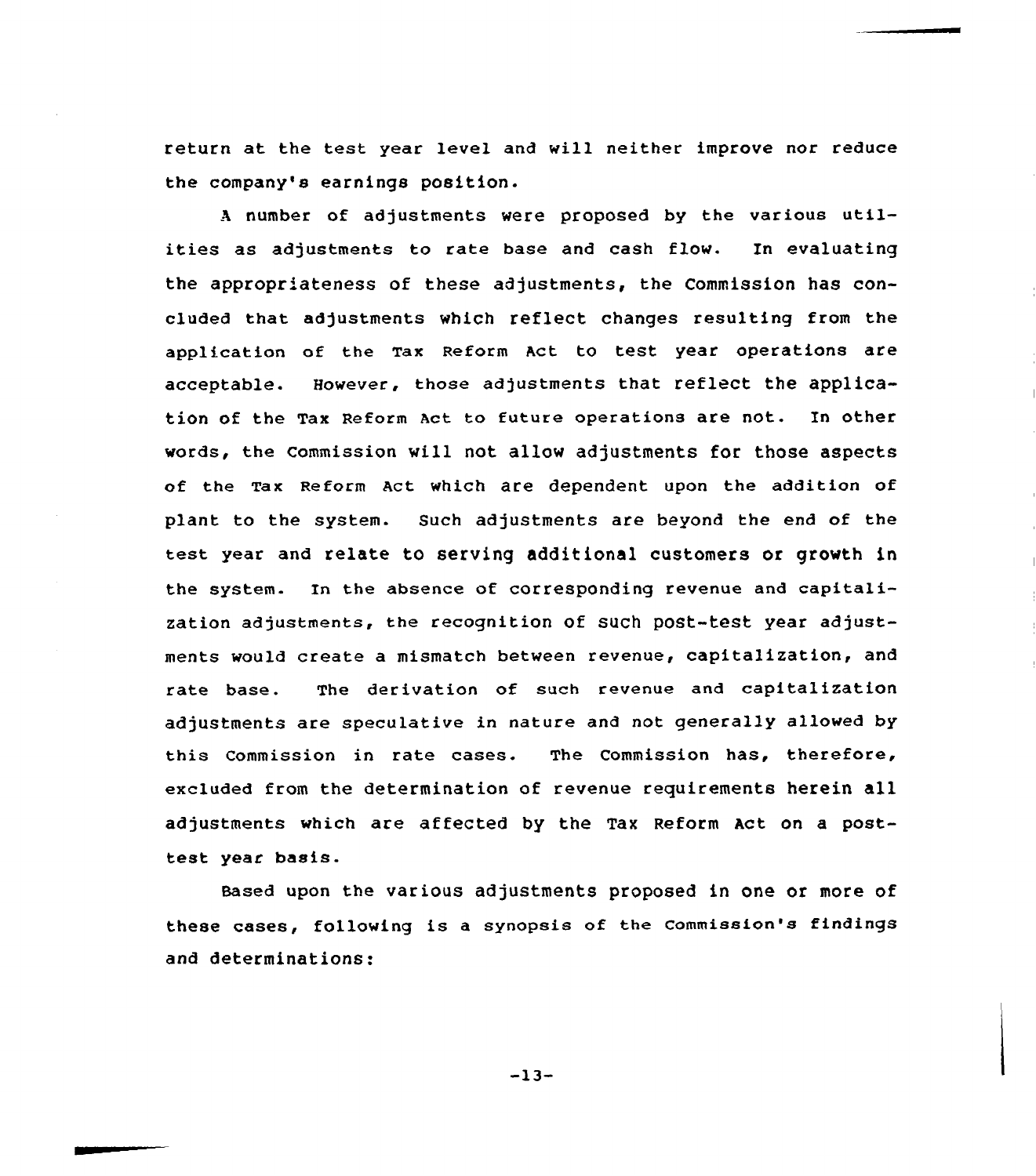return at the test year level and will neither improve nor reduce the company's earnings position.

A number of adjustments were proposed by the various utilities as adjustments to rate base and cash flow. In evaluating the appropriateness of these adjustments, the Commission has concluded that adjustments which reflect changes resulting from the application of the Tax Reform Act to test year operations are acceptable. However, those adjustments that reflect the application of the Tax Reform Act to future operations are not. In other words, the Commission will not allow adjustments for those aspects of the Tax Reform Act which are dependent upon the addition of plant to the system. Such adjustments are beyond the end of the test year and relate to serving additional customers or growth in the system. In the absence of corresponding revenue and capitalization adjustments, the recognition of such post-test year adjustments would create a mismatch between revenue, capitalization, and rate base. The derivation of such revenue and capitalization adjustments are speculative in nature and not generally allowed by this Commission in rate cases. The Commission has, therefore, excluded from the determination of revenue requirements herein all adjustments which are affected by the Tax Reform Act on a post-test year basis.

Based upon the various adjustments proposed in one or more of these cases, following is a synopsis of the Commission's findings and determinations: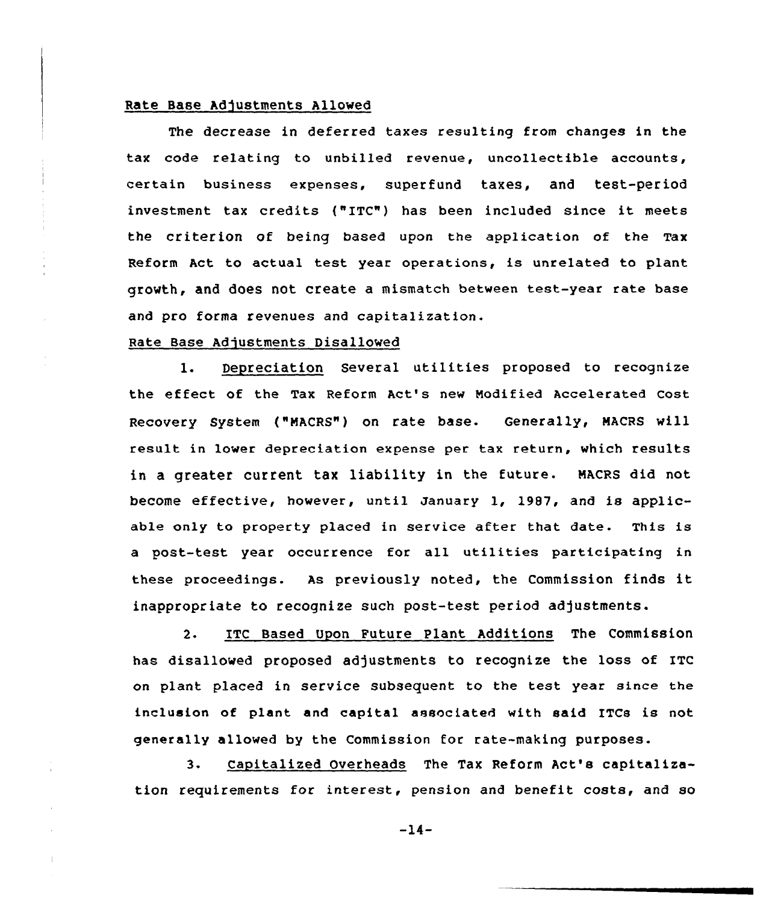Rate Base Adjustments Allowed

The decrease in deferred taxes resulting from changes in the tax code relating to unbilled revenue, uncollectible accounts, certain business expenses, superfund taxes, and test-period investment tax credits ("ITC") has been included since it meets the criterion of being based upon the application of the Tax Reform Act to actual test year operations, is unrelated to plant growth, and does not create a mismatch between test-year rate base and pro forma revenues and capitalization.

Rate Base Adjustments Disallowed

1. Depreciation Several utilities proposed to recognize the effect of the Tax Reform Act's new Modified Accelerated Cost Recovery System ("MACRS") on rate base. Generally, MACRS will result in lower depreciation expense per tax return, which results in a greater current tax liability in the future. MACRS did not become effective, however, until January 1, 1987, and is applicable only to property placed in service after that date. This is a post-test year occurrence for all utilities participating in these proceedings. As previously noted, the Commission finds it inappropriate to recognize such post-test period adjustments.

2. ITC Based Upon Future Plant Additions The Commission has disallowed proposed adjustments to recognize the loss of ITC on plant placed in service subsequent to the test year since the inclusion of plant and capital associated with said ITCs is not generally allowed by the Commission for rate-making purposes.

3. Capitalized Overheads The Tax Reform Act's capitalization requirements for interest, pension and benefit costs, and so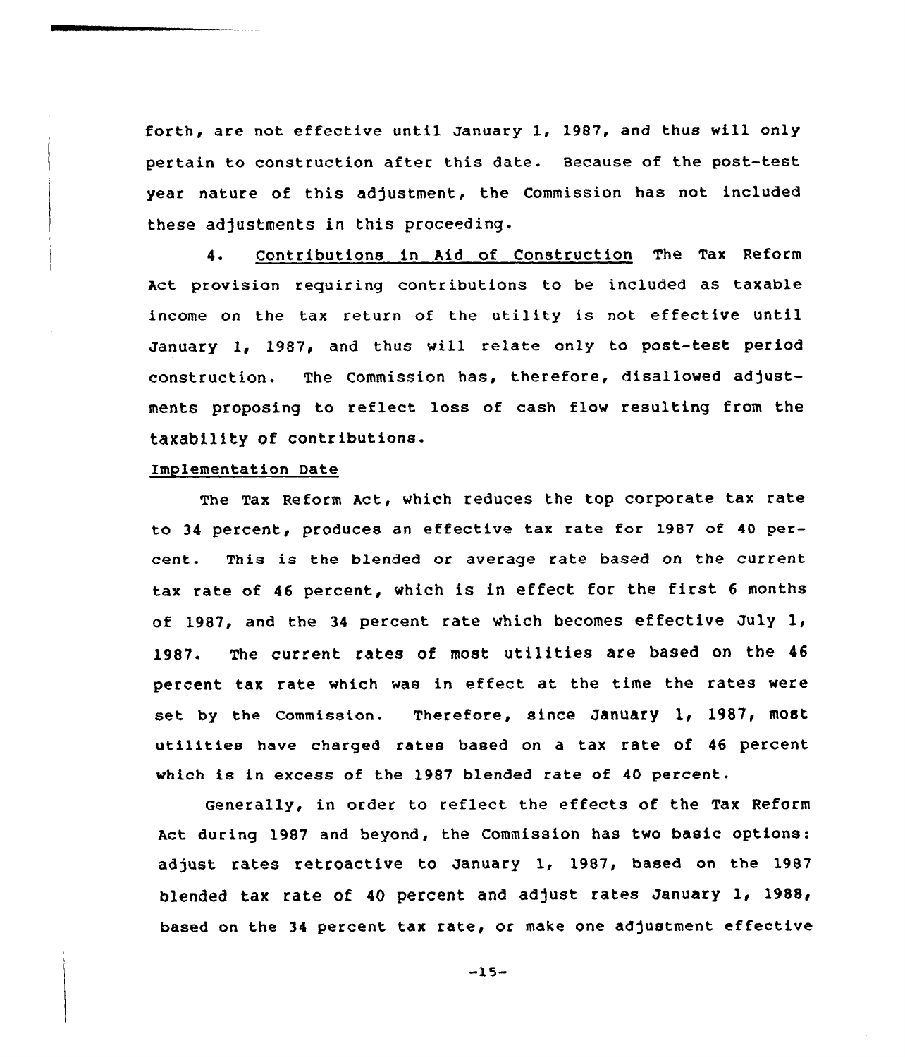forth, are not effective until January 1, 1987, and thus will only pertain to construction after this date. Because of the post-test year nature of this adjustment, the Commission has not included these adjustments in this proceeding.

4. Contributions in Aid of Construction The Tax Reform Act provision requiring contributions to be included as taxable income on the tax return of the utility is not effective until January 1, 1987, and thus will relate only to post-test period construction. The Commission has, therefore, disallowed adjustments proposing to reflect loss of cash flow resulting from the taxability of contributions.

Implementation Date

The Tax Reform Act, which reduces the top corporate tax rate to 34 percent, produces an effective tax rate for 1987 of 40 percent. This is the blended or average rate based on the current tax rate of 46 percent, which is in effect for the first 6 months of 1987, and the 34 percent rate which becomes effective July 1, 1987. The current rates of most utilities are based on the 46 percent tax rate which was in effect at the time the rates were set by the Commission. Therefore, since January 1, 1987, most utilities have charged rates based on a tax rate of 46 percent which is in excess of the 1987 blended rate of 40 percent.

Generally, in order to reflect the effects of the Tax Reform Act during 1987 and beyond, the Commission has two basic options: adjust rates retroactive to January 1, 1987, based on the 1987 blended tax rate of 40 percent and adjust rates January 1, 1988, based on the 34 percent tax rate, or make one adjustment effective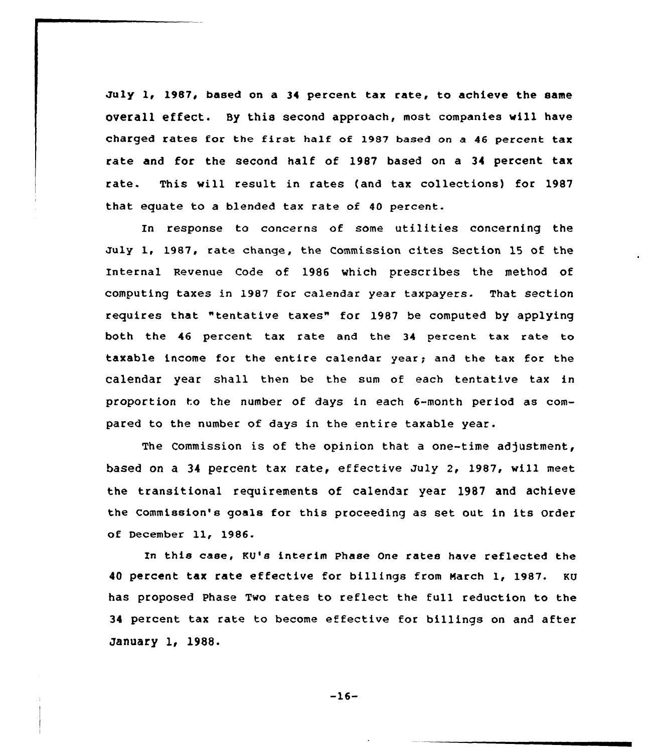July 1, 1987, based on a 34 percent tax rate, to achieve the same overall effect. By this second approach, most companies will have charged rates for the first half of 1987 based on a 46 percent tax rate and for the second half of 1987 based on a 34 percent tax rate. This will result in rates (and tax collections) for 1987 that equate to a blended tax rate of 40 percent.

In response to concerns of some utilities concerning the July 1, 1987, rate change, the Commission cites Section 15 of the Internal Revenue Code of 1986 which prescribes the method of computing taxes in 1987 for calendar year taxpayers. That section requires that "tentative taxes" for 1987 be computed by applying both the 46 percent tax rate and the 34 percent tax rate to taxable income for the entire calendar year; and the tax for the calendar year shall then be the sum of each tentative tax in proportion to the number of days in each 6-month period as compared to the number of days in the entire taxable year.

The Commission is of the opinion that a one-time adjustment, based on a 34 percent tax rate, effective July 2, 1987, will meet the transitional requirements of calendar year 1987 and achieve the Commission's goals for this proceeding as set out in its Order of December 11, 1986.

In this case, KU's interim Phase One rates have reflected the 40 percent tax rate effective for billings from March 1, 1987. KU has proposed Phase Two rates to reflect the full reduction to the 34 percent tax rate to become effective for billings on and after January 1, 1988.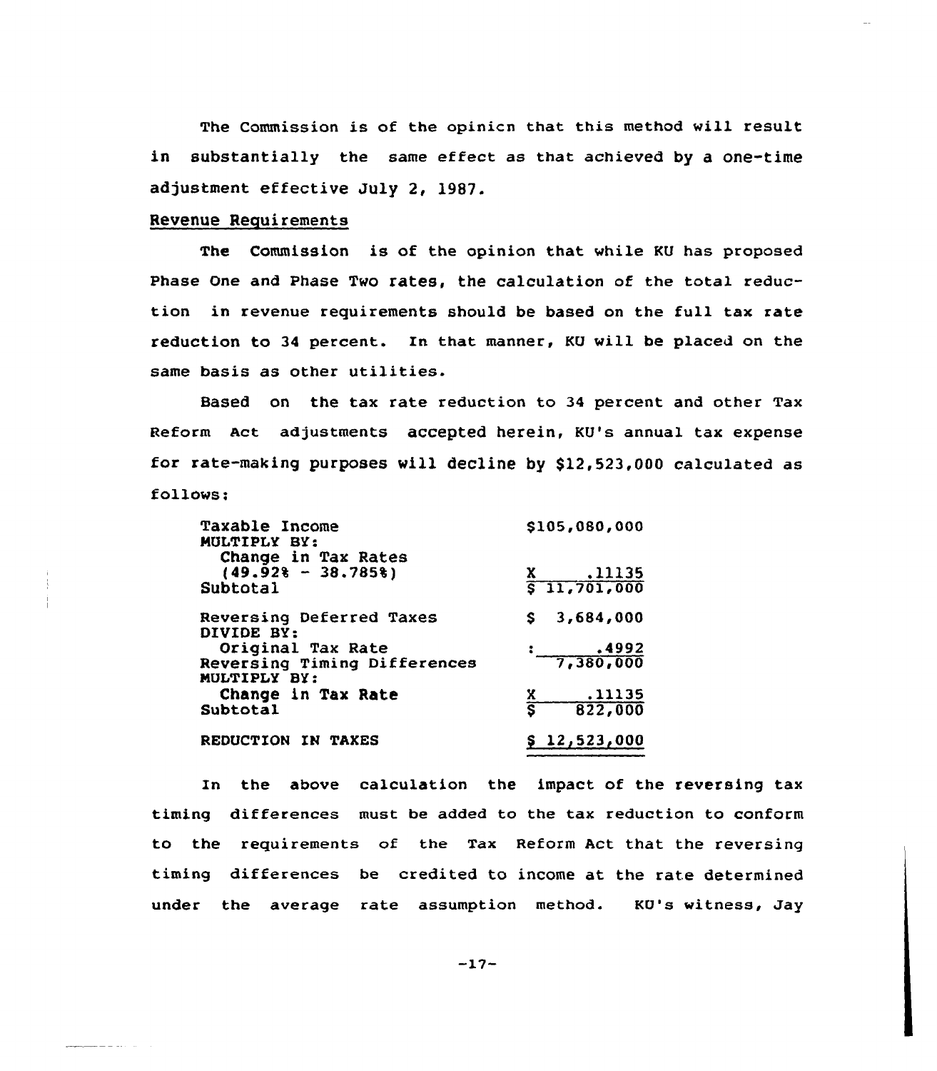The Commission is of the opinicn that this method will result in substantially the same effect as that achieved by a one-time adjustment effective July 2, 1987.

Revenue Requirements

The Commission is of the opinion that while KU has proposed Phase One and Phase Two rates, the calculation of the total reduction in revenue requirements should be based on the full tax rate reduction to 34 percent. In that manner, KU will be placed on the same basis as other utilities.

Based on the tax rate reduction to 34 percent and other Tax Reform Act adjustments accepted herein, KU's annual tax expense for rate-making purposes will decline by $12,523,000 calculated as follows:

| | |
|---|---|
| Taxable Income | $105,080,000 |
| MULTIPLY BY: | |
| Change in Tax Rates (49.92% - 38.785%) | X .11135 |
| Subtotal | $ 11,701,000 |
| Reversing Deferred Taxes | $ 3,684,000 |
| DIVIDE BY: | |
| Original Tax Rate | : .4992 |
| Reversing Timing Differences | 7,380,000 |
| MULTIPLY BY: | |
| Change in Tax Rate | X .11135 |
| Subtotal | $ 822,000 |
| REDUCTION IN TAXES | $ 12,523,000 |

In the above calculation the impact of the reversing tax timing differences must be added to the tax reduction to conform to the requirements of the Tax Reform Act that the reversing timing differences be credited to income at the rate determined under the average rate assumption method. KU's witness, Jay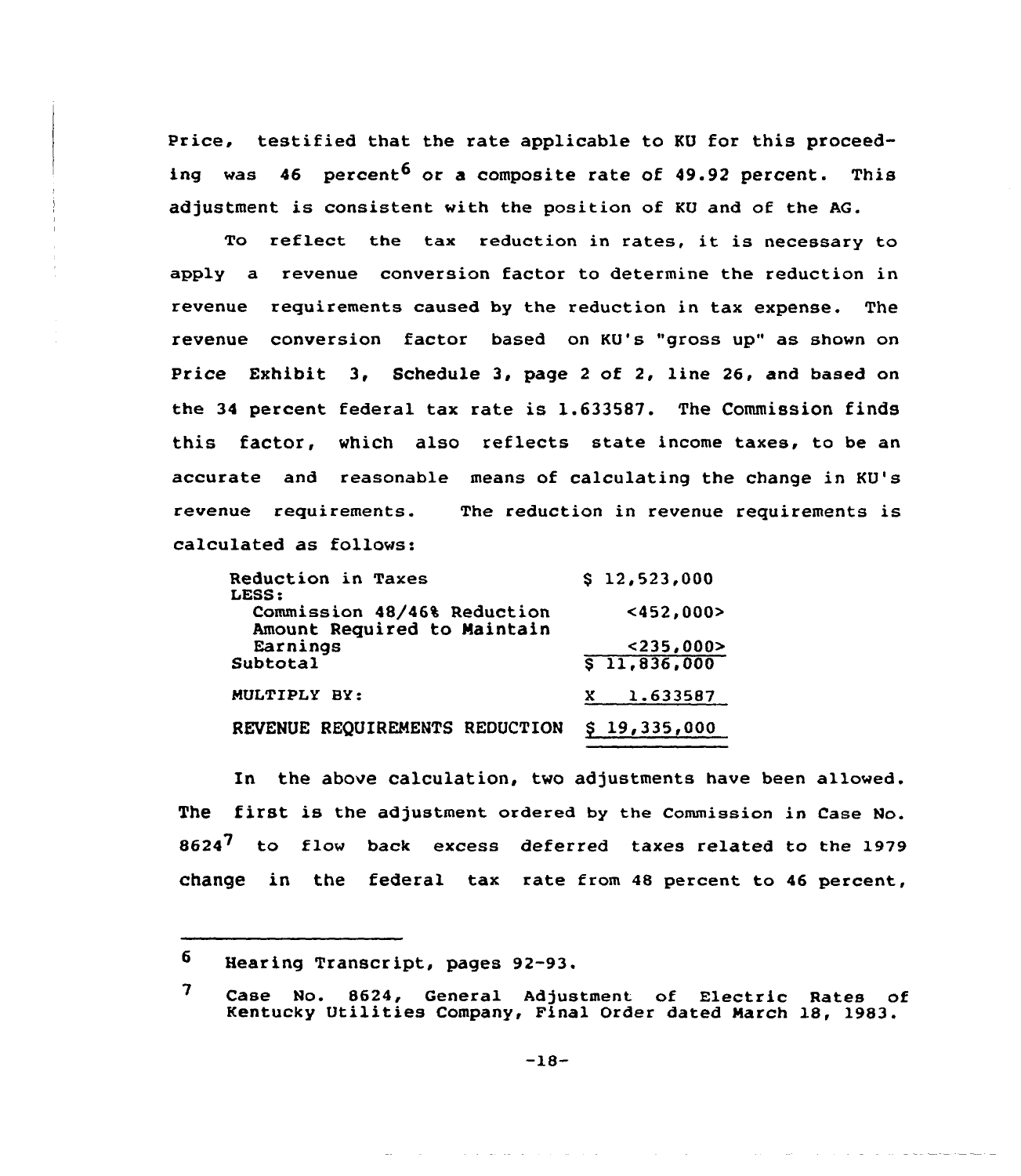Price, testified that the rate applicable to KU for this proceeding was 46 percent[6] or a composite rate of 49.92 percent. This adjustment is consistent with the position of KU and of the AG.

To reflect the tax reduction in rates, it is necessary to apply a revenue conversion factor to determine the reduction in revenue requirements caused by the reduction in tax expense. The revenue conversion factor based on KU's "gross up" as shown on Price Exhibit 3, Schedule 3, page 2 of 2, line 26, and based on the 34 percent federal tax rate is 1.633587. The Commission finds this factor, which also reflects state income taxes, to be an accurate and reasonable means of calculating the change in KU's revenue requirements. The reduction in revenue requirements is calculated as follows:

| | |
|---|---|
| Reduction in Taxes | $ 12,523,000 |
| LESS: | |
| Commission 48/46% Reduction | <452,000> |
| Amount Required to Maintain Earnings | <235,000> |
| Subtotal | $ 11,836,000 |
| MULTIPLY BY: | X 1.633587 |
| REVENUE REQUIREMENTS REDUCTION | $ 19,335,000 |

In the above calculation, two adjustments have been allowed. The first is the adjustment ordered by the Commission in Case No. 8624[7] to flow back excess deferred taxes related to the 1979 change in the federal tax rate from 48 percent to 46 percent,

---

[6] Hearing Transcript, pages 92-93.

[7] Case No. 8624, General Adjustment of Electric Rates of Kentucky Utilities Company, Final Order dated March 18, 1983.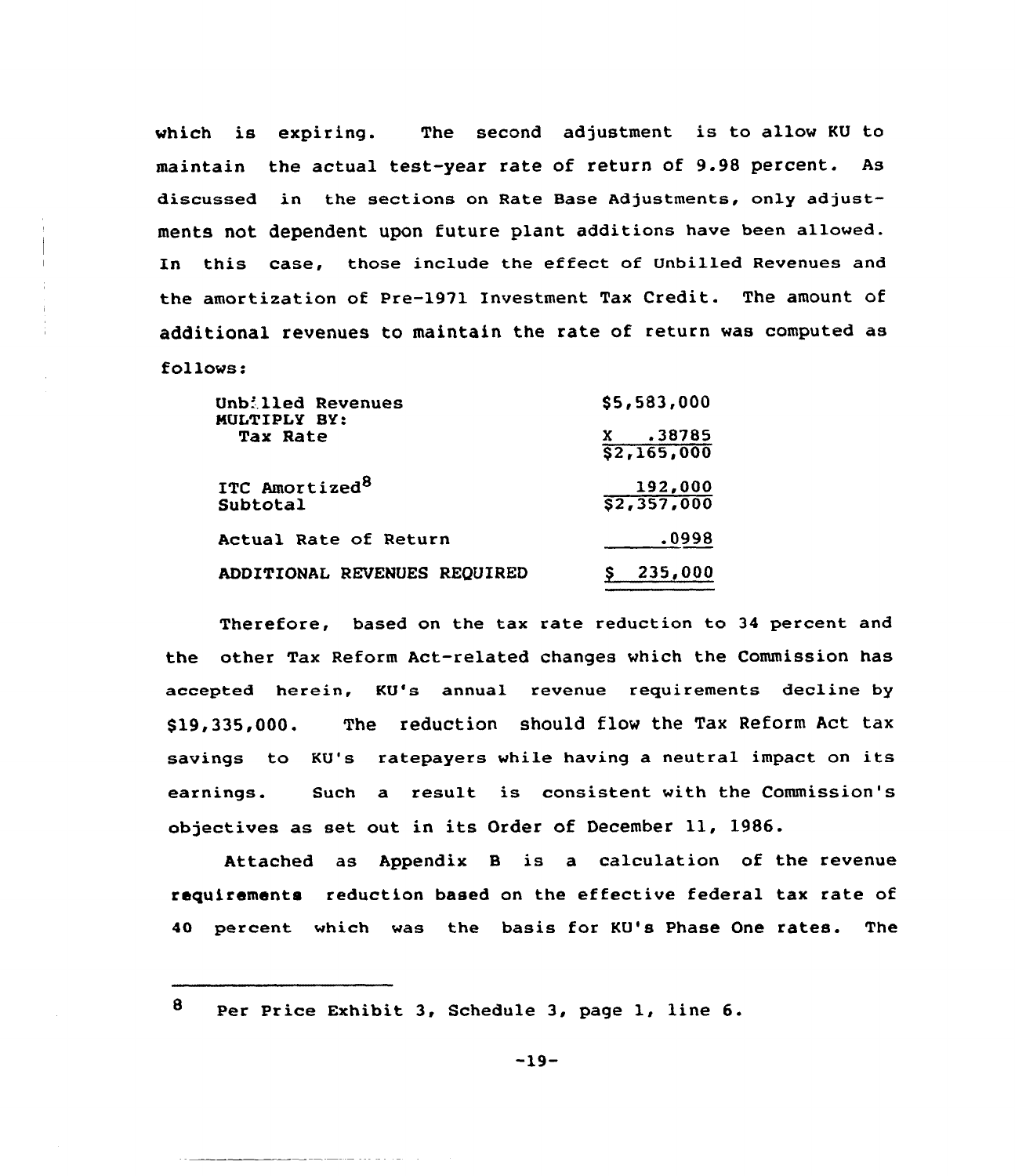which is expiring. The second adjustment is to allow KU to maintain the actual test-year rate of return of 9.98 percent. As discussed in the sections on Rate Base Adjustments, only adjustments not dependent upon future plant additions have been allowed. In this case, those include the effect of Unbilled Revenues and the amortization of Pre-1971 Investment Tax Credit. The amount of additional revenues to maintain the rate of return was computed as follows:

| | |
|---|---|
| Unbilled Revenues | $5,583,000 |
| MULTIPLY BY: | |
| Tax Rate | X .38785 |
| | $2,165,000 |
| ITC Amortized[8] | 192,000 |
| Subtotal | $2,357,000 |
| Actual Rate of Return | .0998 |
| ADDITIONAL REVENUES REQUIRED | $ 235,000 |

Therefore, based on the tax rate reduction to 34 percent and the other Tax Reform Act-related changes which the Commission has accepted herein, KU's annual revenue requirements decline by $19,335,000. The reduction should flow the Tax Reform Act tax savings to KU's ratepayers while having a neutral impact on its earnings. Such a result is consistent with the Commission's objectives as set out in its Order of December 11, 1986.

Attached as Appendix B is a calculation of the revenue requirements reduction based on the effective federal tax rate of 40 percent which was the basis for KU's Phase One rates. The

---

[8] Per Price Exhibit 3, Schedule 3, page 1, line 6.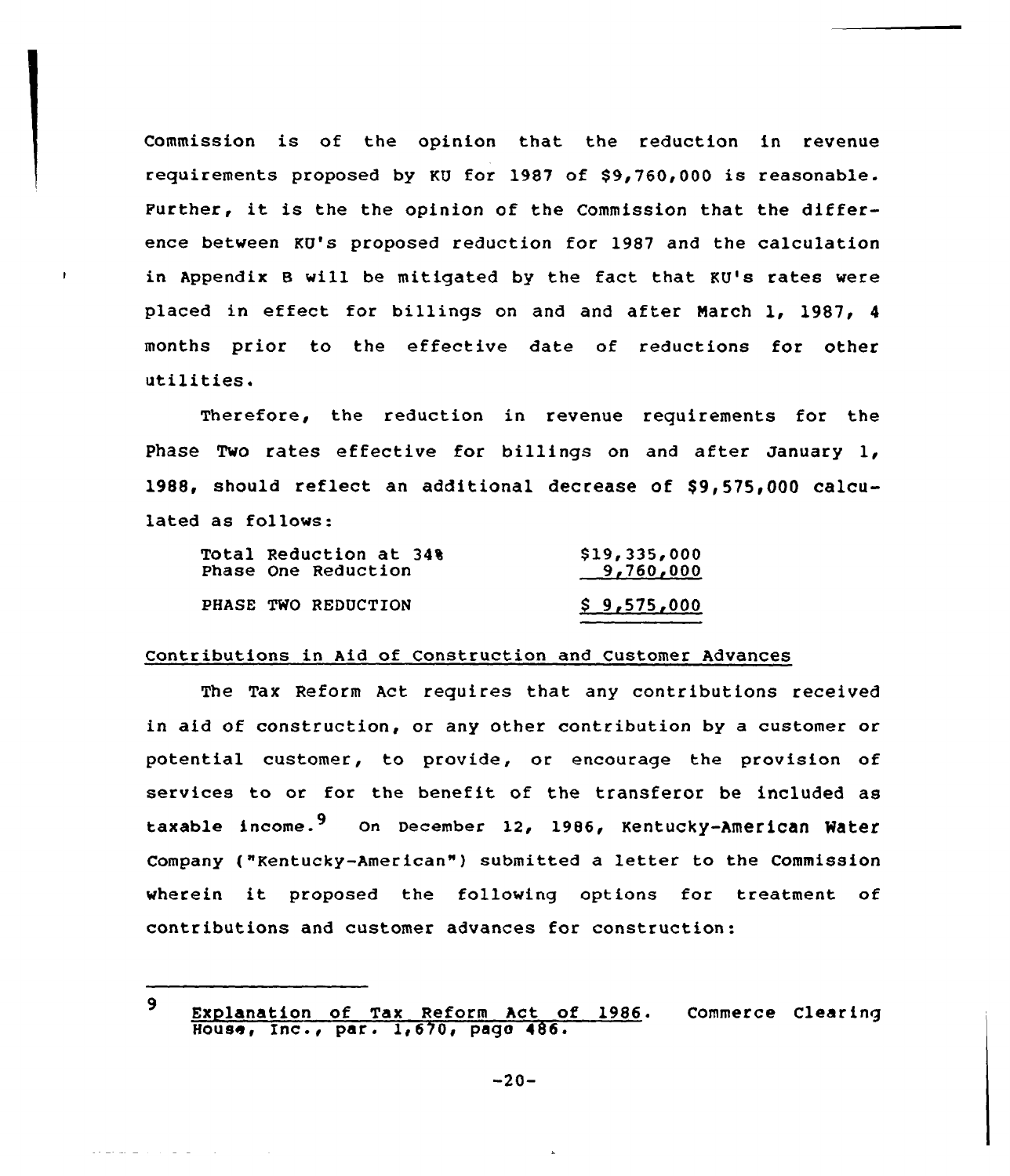Commission is of the opinion that the reduction in revenue requirements proposed by KU for 1987 of $9,760,000 is reasonable. Further, it is the the opinion of the Commission that the difference between KU's proposed reduction for 1987 and the calculation in Appendix B will be mitigated by the fact that KU's rates were placed in effect for billings on and and after March 1, 1987, 4 months prior to the effective date of reductions for other utilities.

Therefore, the reduction in revenue requirements for the Phase Two rates effective for billings on and after January 1, 1988, should reflect an additional decrease of $9,575,000 calculated as follows:

| | |
|---|---|
| Total Reduction at 34% | $19,335,000 |
| Phase One Reduction | 9,760,000 |
| PHASE TWO REDUCTION | $ 9,575,000 |

Contributions in Aid of Construction and Customer Advances

The Tax Reform Act requires that any contributions received in aid of construction, or any other contribution by a customer or potential customer, to provide, or encourage the provision of services to or for the benefit of the transferor be included as taxable income.[9] On December 12, 1986, Kentucky-American Water Company ("Kentucky-American") submitted a letter to the Commission wherein it proposed the following options for treatment of contributions and customer advances for construction:

---

[9] Explanation of Tax Reform Act of 1986. Commerce Clearing House, Inc., par. 1,670, page 486.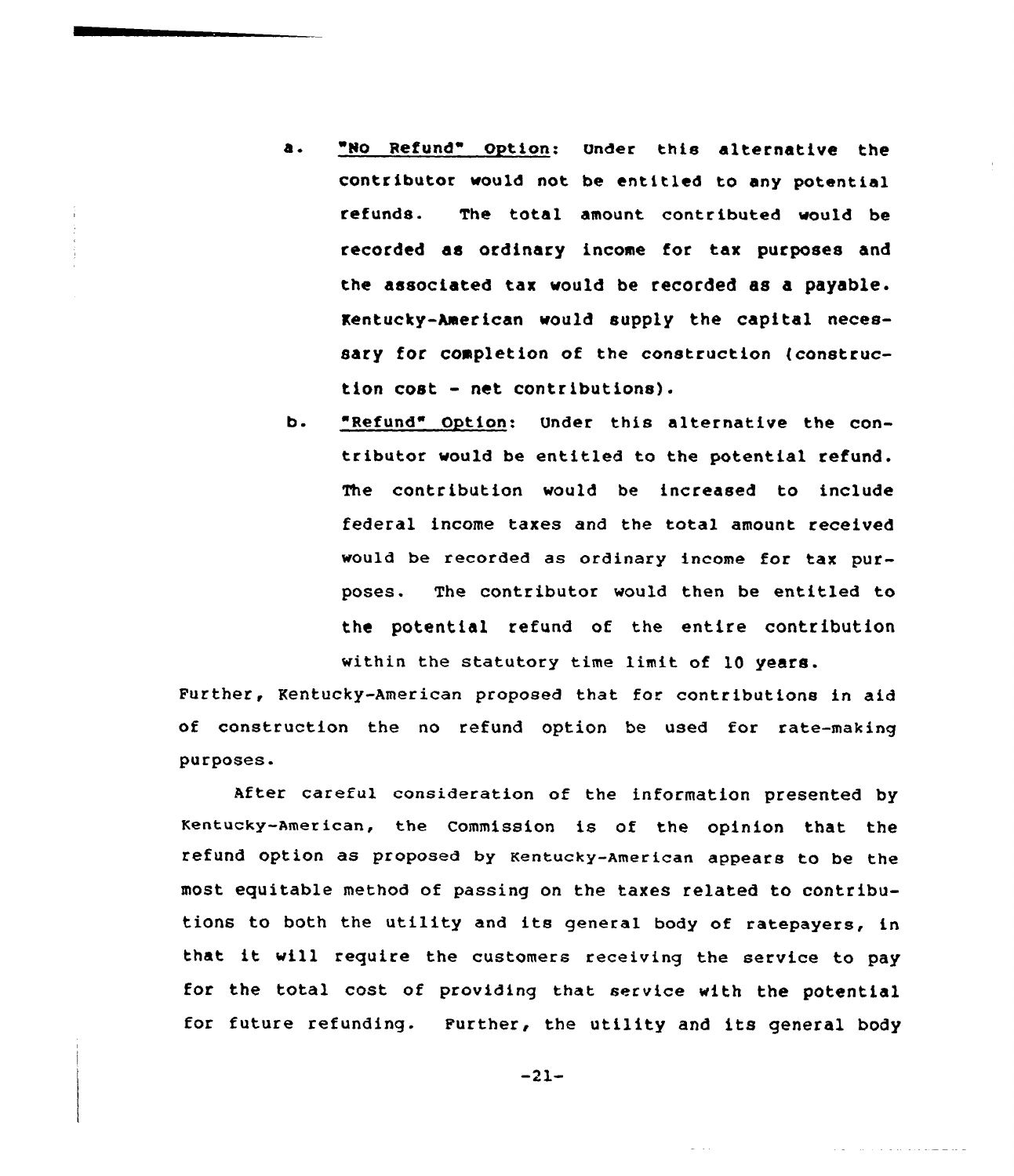a. "No Refund" Option: Under this alternative the contributor would not be entitled to any potential refunds. The total amount contributed would be recorded as ordinary income for tax purposes and the associated tax would be recorded as a payable. Kentucky-American would supply the capital necessary for completion of the construction (construction cost - net contributions).

b. "Refund" Option: Under this alternative the contributor would be entitled to the potential refund. The contribution would be increased to include federal income taxes and the total amount received would be recorded as ordinary income for tax purposes. The contributor would then be entitled to the potential refund of the entire contribution within the statutory time limit of 10 years.

Further, Kentucky-American proposed that for contributions in aid of construction the no refund option be used for rate-making purposes.

After careful consideration of the information presented by Kentucky-American, the Commission is of the opinion that the refund option as proposed by Kentucky-American appears to be the most equitable method of passing on the taxes related to contributions to both the utility and its general body of ratepayers, in that it will require the customers receiving the service to pay for the total cost of providing that service with the potential for future refunding. Further, the utility and its general body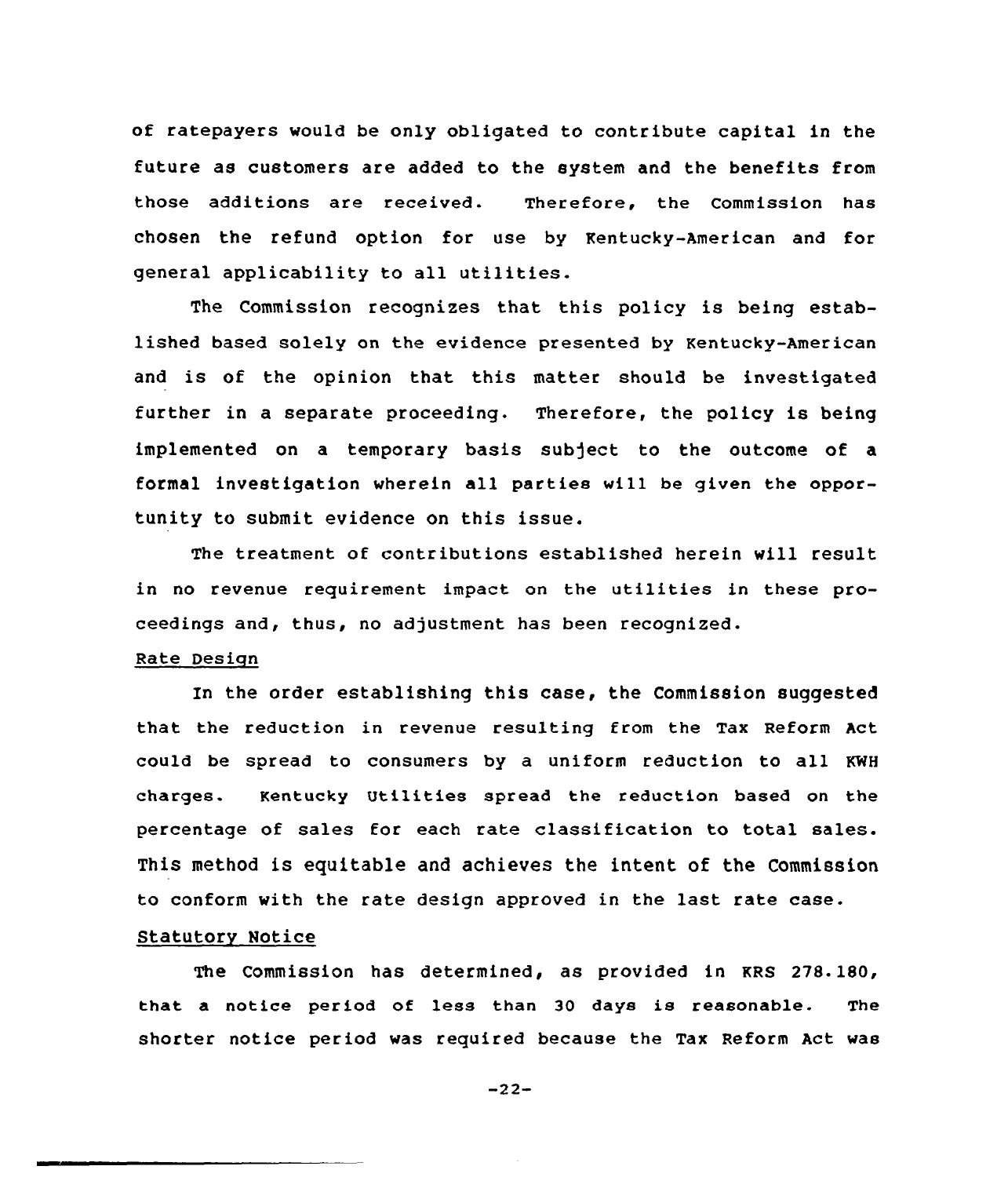of ratepayers would be only obligated to contribute capital in the future as customers are added to the system and the benefits from those additions are received. Therefore, the Commission has chosen the refund option for use by Kentucky-American and for general applicability to all utilities.

The Commission recognizes that this policy is being established based solely on the evidence presented by Kentucky-American and is of the opinion that this matter should be investigated further in a separate proceeding. Therefore, the policy is being implemented on a temporary basis subject to the outcome of a formal investigation wherein all parties will be given the opportunity to submit evidence on this issue.

The treatment of contributions established herein will result in no revenue requirement impact on the utilities in these proceedings and, thus, no adjustment has been recognized.

Rate Design

In the order establishing this case, the Commission suggested that the reduction in revenue resulting from the Tax Reform Act could be spread to consumers by a uniform reduction to all KWH charges. Kentucky Utilities spread the reduction based on the percentage of sales for each rate classification to total sales. This method is equitable and achieves the intent of the Commission to conform with the rate design approved in the last rate case.

Statutory Notice

The Commission has determined, as provided in KRS 278.180, that a notice period of less than 30 days is reasonable. The shorter notice period was required because the Tax Reform Act was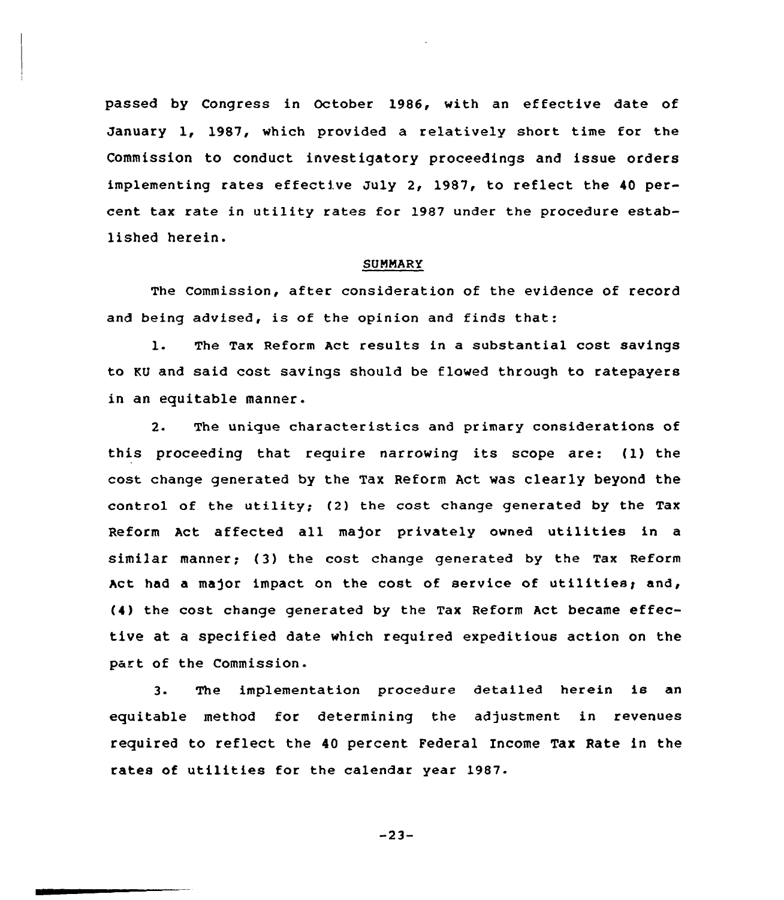passed by Congress in October 1986, with an effective date of January 1, 1987, which provided a relatively short time for the Commission to conduct investigatory proceedings and issue orders implementing rates effective July 2, 1987, to reflect the 40 percent tax rate in utility rates for 1987 under the procedure established herein.

## SUMMARY

The Commission, after consideration of the evidence of record and being advised, is of the opinion and finds that:

1. The Tax Reform Act results in a substantial cost savings to KU and said cost savings should be flowed through to ratepayers in an equitable manner.

2. The unique characteristics and primary considerations of this proceeding that require narrowing its scope are: (1) the cost change generated by the Tax Reform Act was clearly beyond the control of the utility; (2) the cost change generated by the Tax Reform Act affected all major privately owned utilities in a similar manner; (3) the cost change generated by the Tax Reform Act had a major impact on the cost of service of utilities; and, (4) the cost change generated by the Tax Reform Act became effective at a specified date which required expeditious action on the part of the Commission.

3. The implementation procedure detailed herein is an equitable method for determining the adjustment in revenues required to reflect the 40 percent Federal Income Tax Rate in the rates of utilities for the calendar year 1987.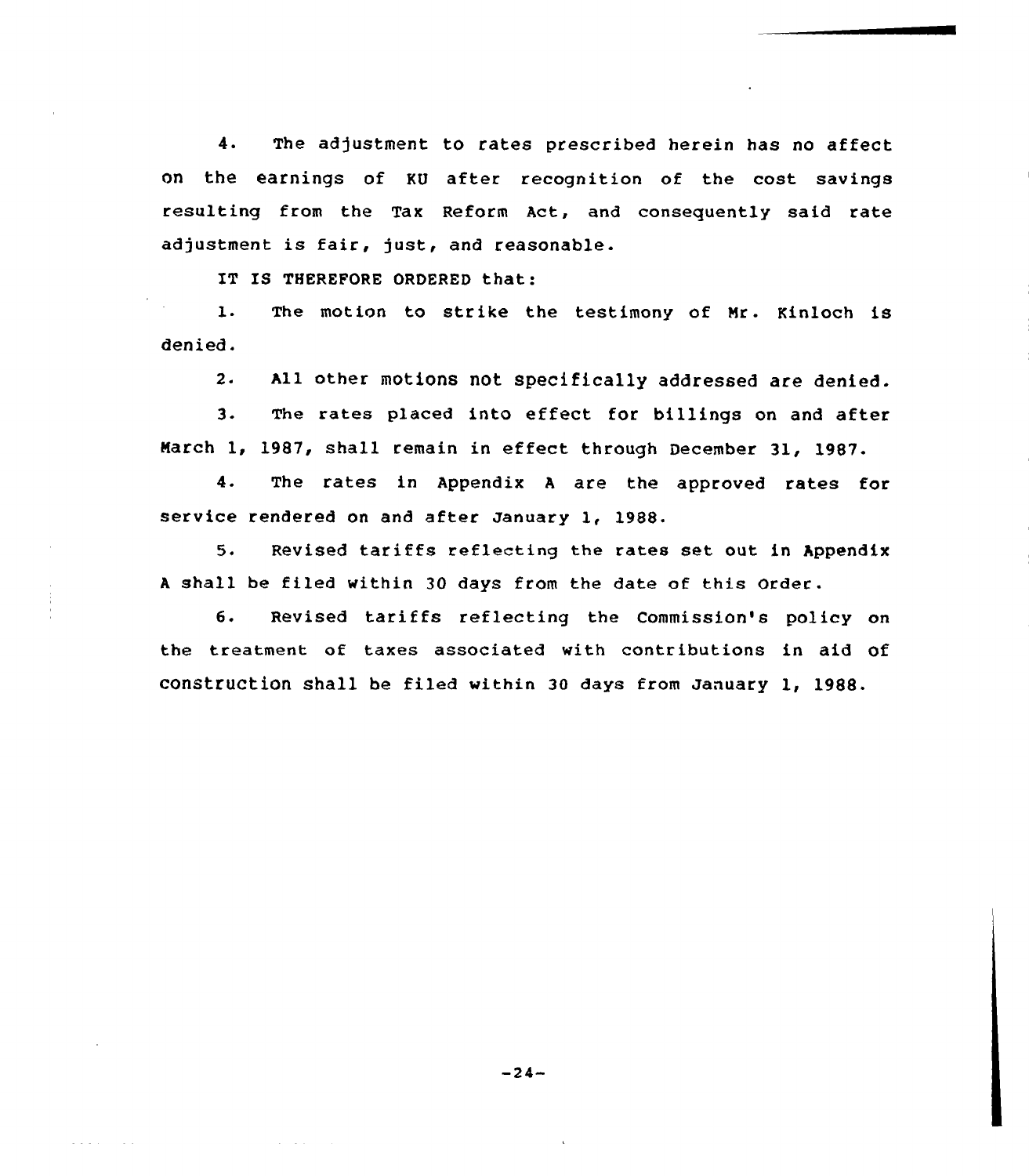4. The adjustment to rates prescribed herein has no affect on the earnings of KU after recognition of the cost savings resulting from the Tax Reform Act, and consequently said rate adjustment is fair, just, and reasonable.

IT IS THEREFORE ORDERED that:

1. The motion to strike the testimony of Mr. Kinloch is denied.

2. All other motions not specifically addressed are denied.

3. The rates placed into effect for billings on and after March 1, 1987, shall remain in effect through December 31, 1987.

4. The rates in Appendix A are the approved rates for service rendered on and after January 1, 1988.

5. Revised tariffs reflecting the rates set out in Appendix A shall be filed within 30 days from the date of this Order.

6. Revised tariffs reflecting the Commission's policy on the treatment of taxes associated with contributions in aid of construction shall be filed within 30 days from January 1, 1988.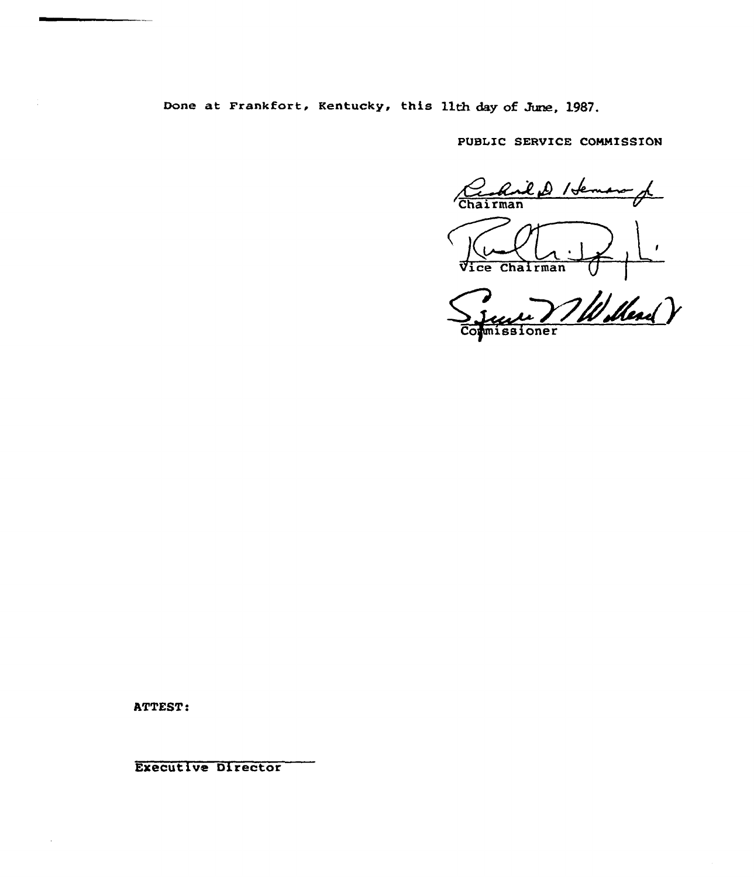Done at Frankfort, Kentucky, this 11th day of June, 1987.

PUBLIC SERVICE COMMISSION

Chairman

Vice Chairman

Commissioner

ATTEST:

Executive Director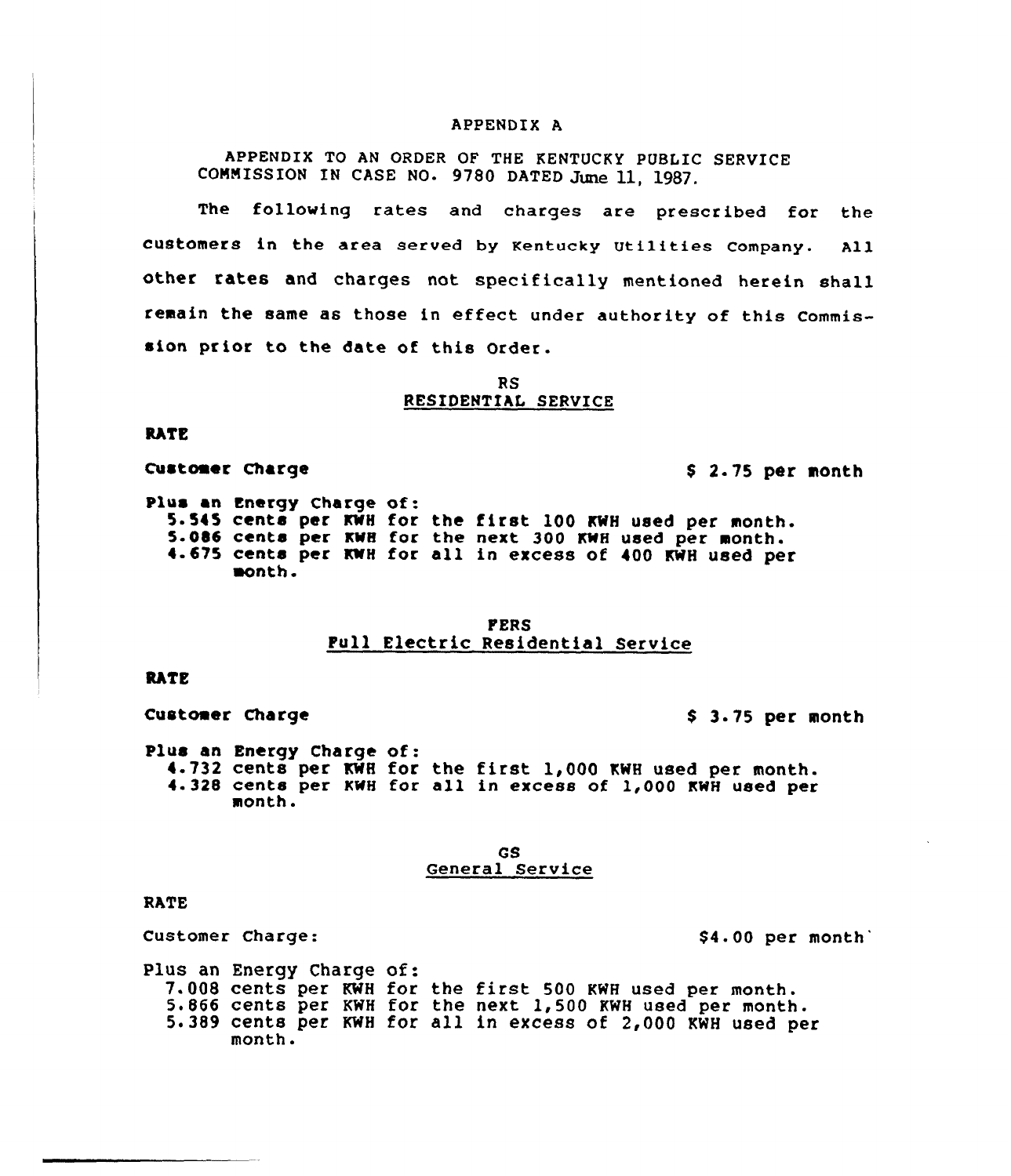# APPENDIX A

APPENDIX TO AN ORDER OF THE KENTUCKY PUBLIC SERVICE COMMISSION IN CASE NO. 9780 DATED June 11, 1987.

The following rates and charges are prescribed for the customers in the area served by Kentucky Utilities Company. All other rates and charges not specifically mentioned herein shall remain the same as those in effect under authority of this Commission prior to the date of this Order.

## RS
## RESIDENTIAL SERVICE

**RATE**

Customer Charge $ 2.75 per month

Plus an Energy Charge of:
- 5.545 cents per KWH for the first 100 KWH used per month.
- 5.086 cents per KWH for the next 300 KWH used per month.
- 4.675 cents per KWH for all in excess of 400 KWH used per month.

## FERS
## Full Electric Residential Service

**RATE**

Customer Charge $ 3.75 per month

Plus an Energy Charge of:
- 4.732 cents per KWH for the first 1,000 KWH used per month.
- 4.328 cents per KWH for all in excess of 1,000 KWH used per month.

## GS
## General Service

RATE

Customer Charge: $4.00 per month

Plus an Energy Charge of:
- 7.008 cents per KWH for the first 500 KWH used per month.
- 5.866 cents per KWH for the next 1,500 KWH used per month.
- 5.389 cents per KWH for all in excess of 2,000 KWH used per month.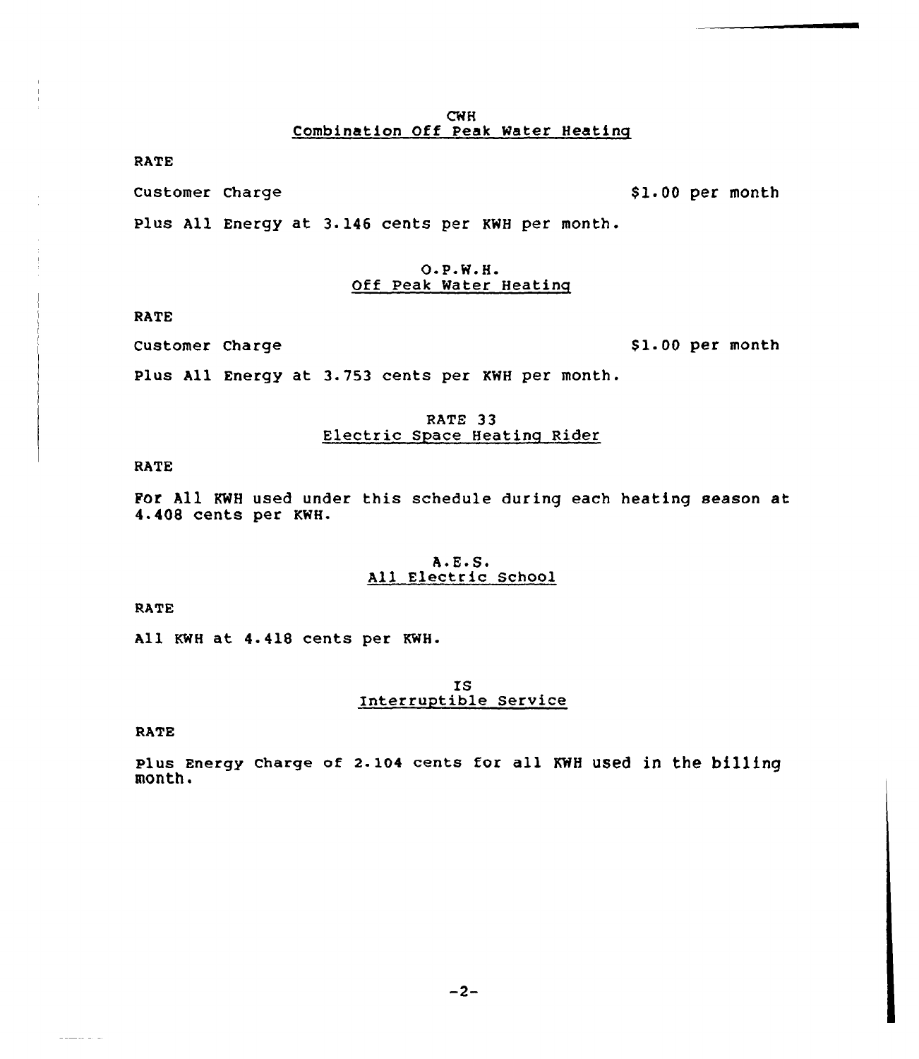## CWH
## Combination Off Peak Water Heating

RATE

Customer Charge $1.00 per month

Plus All Energy at 3.146 cents per KWH per month.

## O.P.W.H.
## Off Peak Water Heating

RATE

Customer Charge $1.00 per month

Plus All Energy at 3.753 cents per KWH per month.

## RATE 33
## Electric Space Heating Rider

RATE

For All KWH used under this schedule during each heating season at 4.408 cents per KWH.

## A.E.S.
## All Electric School

RATE

All KWH at 4.418 cents per KWH.

## IS
## Interruptible Service

RATE

Plus Energy Charge of 2.104 cents for all KWH used in the billing month.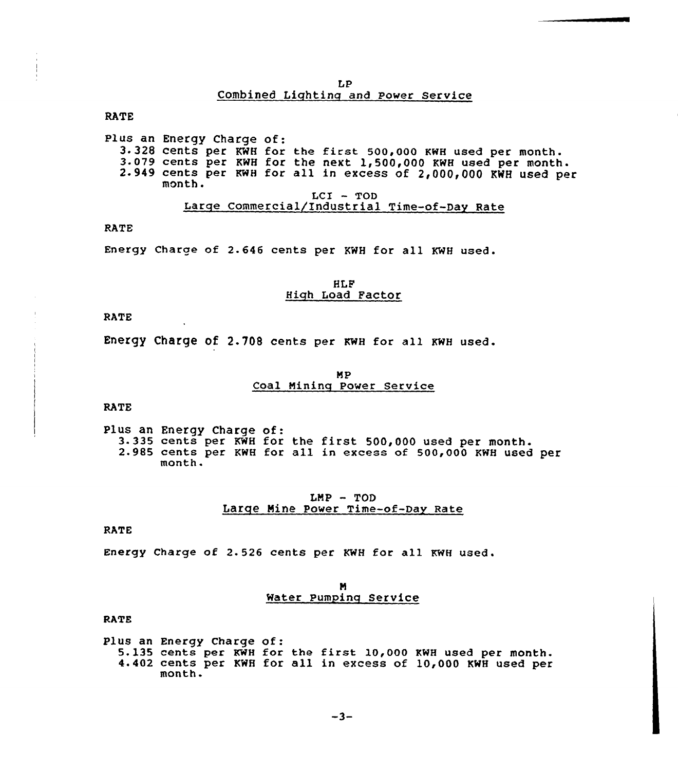## LP
## Combined Lighting and Power Service

RATE

Plus an Energy Charge of:
- 3.328 cents per KWH for the first 500,000 KWH used per month.
- 3.079 cents per KWH for the next 1,500,000 KWH used per month.
- 2.949 cents per KWH for all in excess of 2,000,000 KWH used per month.

## LCI - TOD
## Large Commercial/Industrial Time-of-Day Rate

RATE

Energy Charge of 2.646 cents per KWH for all KWH used.

## HLF
## High Load Factor

RATE

Energy Charge of 2.708 cents per KWH for all KWH used.

## MP
## Coal Mining Power Service

RATE

Plus an Energy Charge of:
- 3.335 cents per KWH for the first 500,000 used per month.
- 2.985 cents per KWH for all in excess of 500,000 KWH used per month.

## LMP - TOD
## Large Mine Power Time-of-Day Rate

RATE

Energy Charge of 2.526 cents per KWH for all KWH used.

## M
## Water Pumping Service

RATE

Plus an Energy Charge of:
- 5.135 cents per KWH for the first 10,000 KWH used per month.
- 4.402 cents per KWH for all in excess of 10,000 KWH used per month.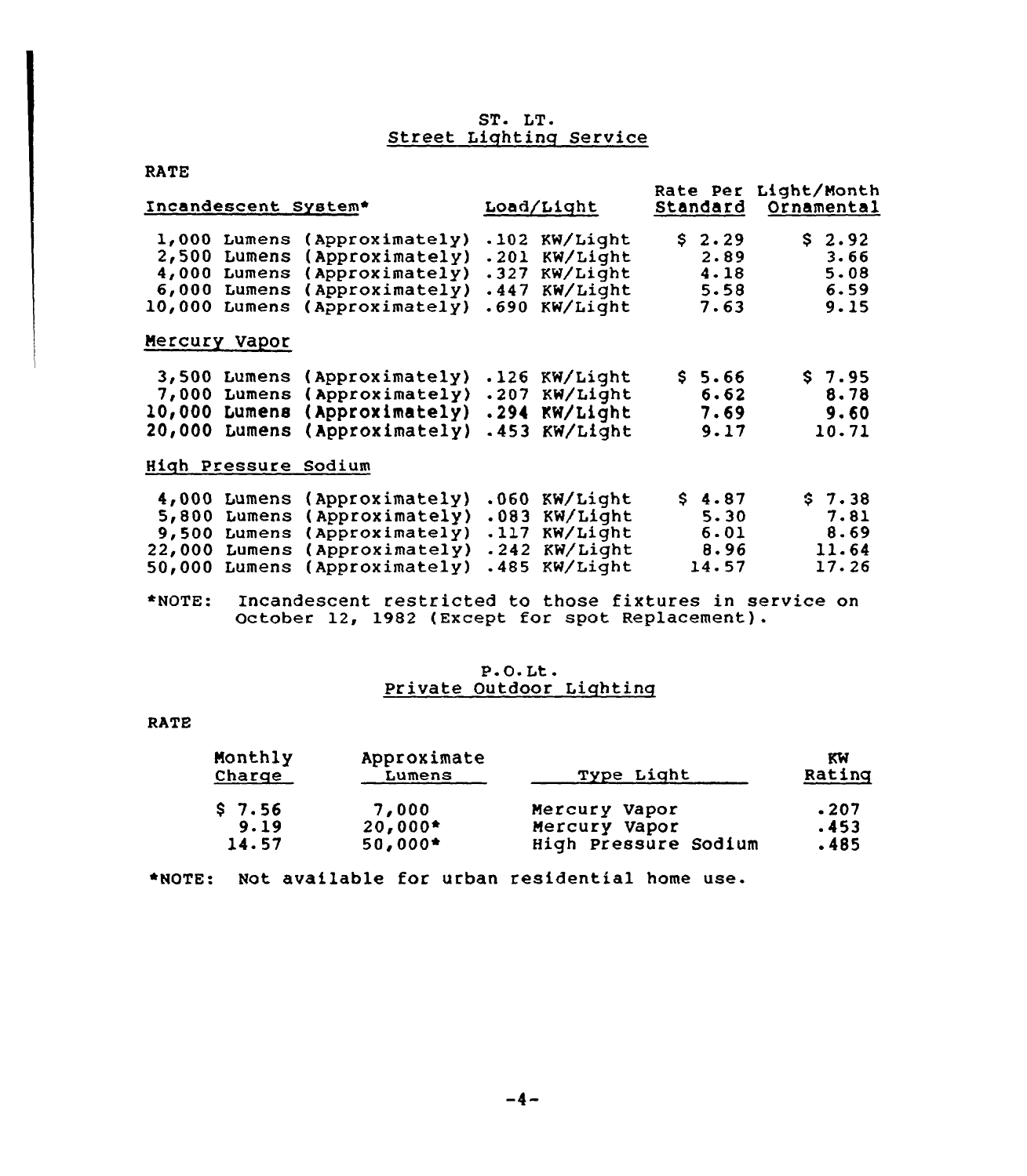## ST. LT.
## Street Lighting Service

RATE

| Incandescent System* | Load/Light | Rate Per Light/Month Standard | Ornamental |
|---|---|---|---|
| 1,000 Lumens (Approximately) | .102 KW/Light | $ 2.29 | $ 2.92 |
| 2,500 Lumens (Approximately) | .201 KW/Light | 2.89 | 3.66 |
| 4,000 Lumens (Approximately) | .327 KW/Light | 4.18 | 5.08 |
| 6,000 Lumens (Approximately) | .447 KW/Light | 5.58 | 6.59 |
| 10,000 Lumens (Approximately) | .690 KW/Light | 7.63 | 9.15 |
| **Mercury Vapor** | | | |
| 3,500 Lumens (Approximately) | .126 KW/Light | $ 5.66 | $ 7.95 |
| 7,000 Lumens (Approximately) | .207 KW/Light | 6.62 | 8.78 |
| 10,000 Lumens (Approximately) | .294 KW/Light | 7.69 | 9.60 |
| 20,000 Lumens (Approximately) | .453 KW/Light | 9.17 | 10.71 |
| **High Pressure Sodium** | | | |
| 4,000 Lumens (Approximately) | .060 KW/Light | $ 4.87 | $ 7.38 |
| 5,800 Lumens (Approximately) | .083 KW/Light | 5.30 | 7.81 |
| 9,500 Lumens (Approximately) | .117 KW/Light | 6.01 | 8.69 |
| 22,000 Lumens (Approximately) | .242 KW/Light | 8.96 | 11.64 |
| 50,000 Lumens (Approximately) | .485 KW/Light | 14.57 | 17.26 |

*NOTE: Incandescent restricted to those fixtures in service on October 12, 1982 (Except for spot Replacement).

## P.O.Lt.
## Private Outdoor Lighting

RATE

| Monthly Charge | Approximate Lumens | Type Light | KW Rating |
|---|---|---|---|
| $ 7.56 | 7,000 | Mercury Vapor | .207 |
| 9.19 | 20,000* | Mercury Vapor | .453 |
| 14.57 | 50,000* | High Pressure Sodium | .485 |

*NOTE: Not available for urban residential home use.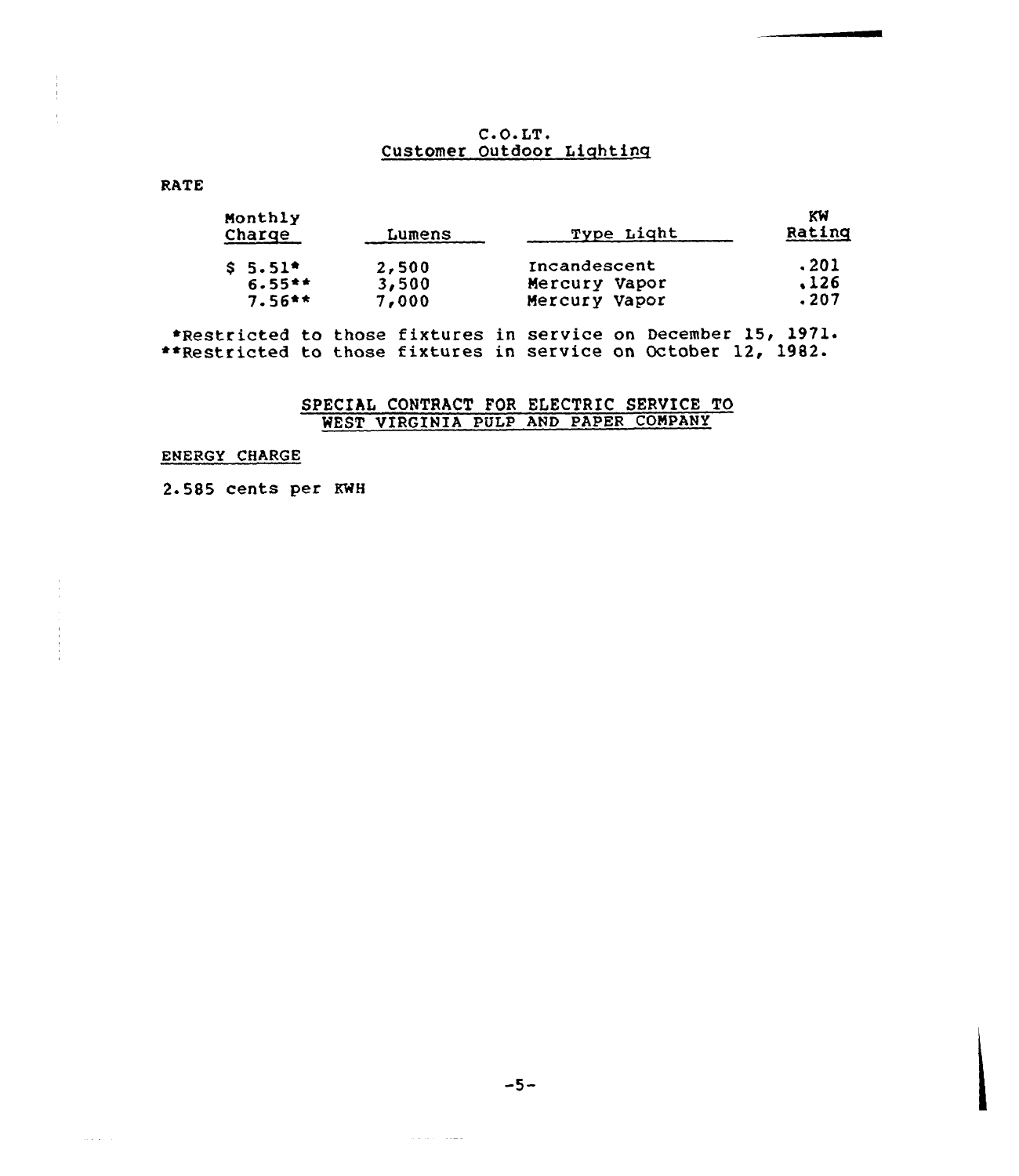## C.O.LT.
## Customer Outdoor Lighting

RATE

| Monthly Charge | Lumens | Type Light | KW Rating |
|---|---|---|---|
| $ 5.51* | 2,500 | Incandescent | .201 |
| 6.55** | 3,500 | Mercury Vapor | .126 |
| 7.56** | 7,000 | Mercury Vapor | .207 |

*Restricted to those fixtures in service on December 15, 1971.
**Restricted to those fixtures in service on October 12, 1982.

## SPECIAL CONTRACT FOR ELECTRIC SERVICE TO WEST VIRGINIA PULP AND PAPER COMPANY

ENERGY CHARGE

2.585 cents per KWH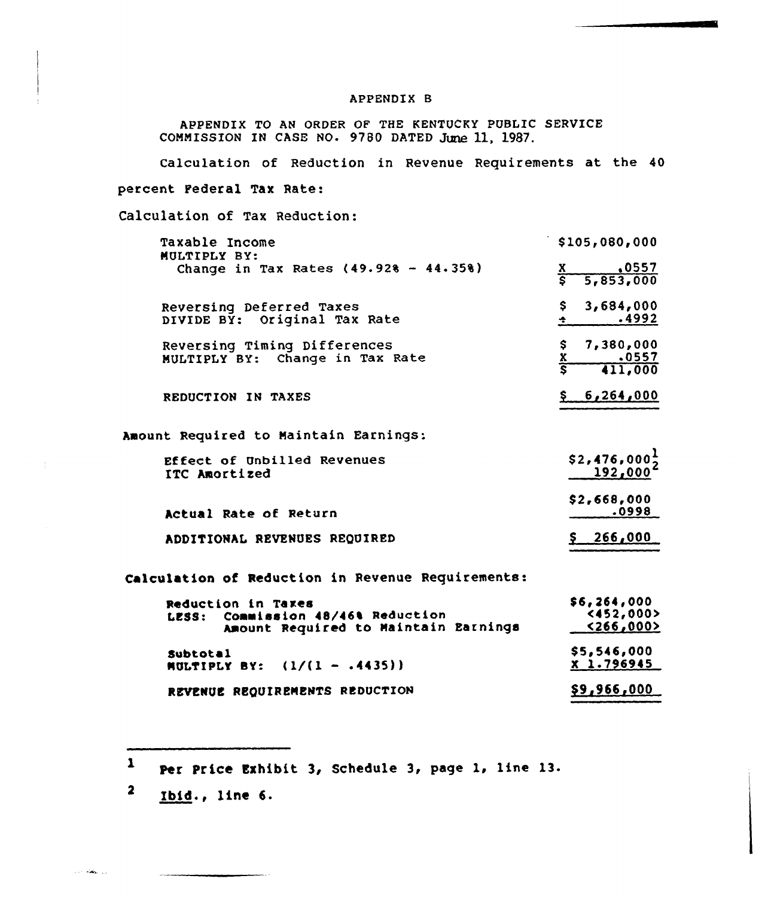# APPENDIX B

APPENDIX TO AN ORDER OF THE KENTUCKY PUBLIC SERVICE COMMISSION IN CASE NO. 9780 DATED June 11, 1987.

Calculation of Reduction in Revenue Requirements at the 40 percent Federal Tax Rate:

Calculation of Tax Reduction:

| | |
|---|---|
| Taxable Income | $105,080,000 |
| MULTIPLY BY: | |
| Change in Tax Rates (49.92% - 44.35%) | X .0557 |
| | $ 5,853,000 |
| Reversing Deferred Taxes | $ 3,684,000 |
| DIVIDE BY: Original Tax Rate | ÷ .4992 |
| Reversing Timing Differences | $ 7,380,000 |
| MULTIPLY BY: Change in Tax Rate | X .0557 |
| | $ 411,000 |
| REDUCTION IN TAXES | $ 6,264,000 |

Amount Required to Maintain Earnings:

| | |
|---|---|
| Effect of Unbilled Revenues | $2,476,000[1] |
| ITC Amortized | 192,000[2] |
| | $2,668,000 |
| Actual Rate of Return | .0998 |
| ADDITIONAL REVENUES REQUIRED | $ 266,000 |

Calculation of Reduction in Revenue Requirements:

| | |
|---|---|
| Reduction in Taxes | $6,264,000 |
| LESS: Commission 48/46% Reduction | <452,000> |
| Amount Required to Maintain Earnings | <266,000> |
| Subtotal | $5,546,000 |
| MULTIPLY BY: (1/(1 - .4435)) | X 1.796945 |
| REVENUE REQUIREMENTS REDUCTION | $9,966,000 |

---

1 Per Price Exhibit 3, Schedule 3, page 1, line 13.

2 Ibid., line 6.